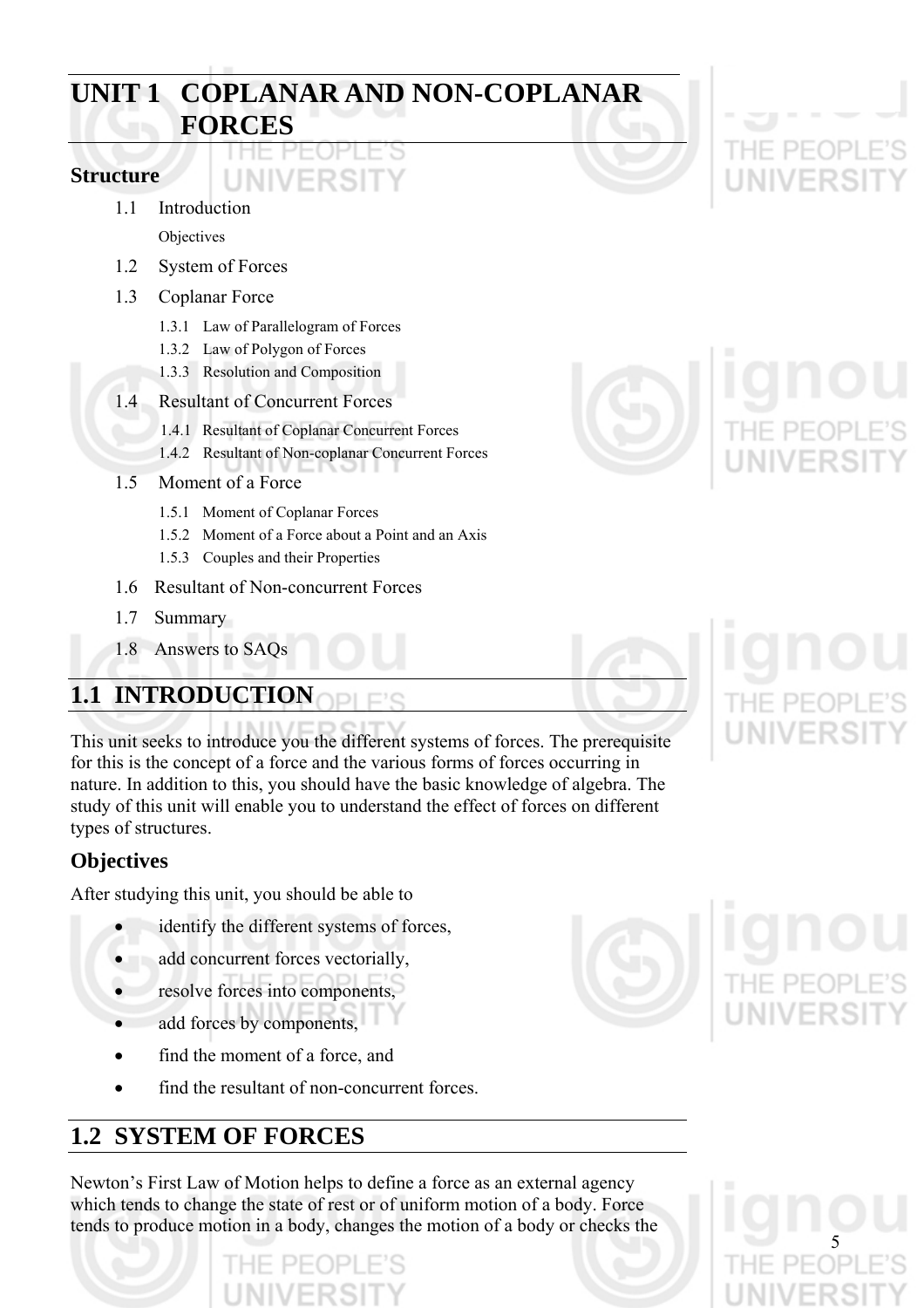# UNIT 1 COPLANAR AND NON-COPLANAR FORCES

## Structure

1.1 Introduction

Objectives

1.2 System of Forces

1.3 Coplanar Force

1.3.1 Law of Parallelogram of Forces

1.3.2 Law of Polygon of Forces

1.3.3 Resolution and Composition

1.4 Resultant of Concurrent Forces

1.4.1 Resultant of Coplanar Concurrent Forces

1.4.2 Resultant of Non-coplanar Concurrent Forces

1.5 Moment of a Force

1.5.1 Moment of Coplanar Forces

1.5.2 Moment of a Force about a Point and an Axis

1.5.3 Couples and their Properties

1.6 Resultant of Non-concurrent Forces

1.7 Summary

1.8 Answers to SAQs

## 1.1 INTRODUCTION

This unit seeks to introduce you the different systems of forces. The prerequisite for this is the concept of a force and the various forms of forces occurring in nature. In addition to this, you should have the basic knowledge of algebra. The study of this unit will enable you to understand the effect of forces on different types of structures.

### Objectives

After studying this unit, you should be able to

- identify the different systems of forces,
- add concurrent forces vectorially,
- resolve forces into components,
- add forces by components,
- find the moment of a force, and
- find the resultant of non-concurrent forces.

## 1.2 SYSTEM OF FORCES

Newton's First Law of Motion helps to define a force as an external agency which tends to change the state of rest or of uniform motion of a body. Force tends to produce motion in a body, changes the motion of a body or checks the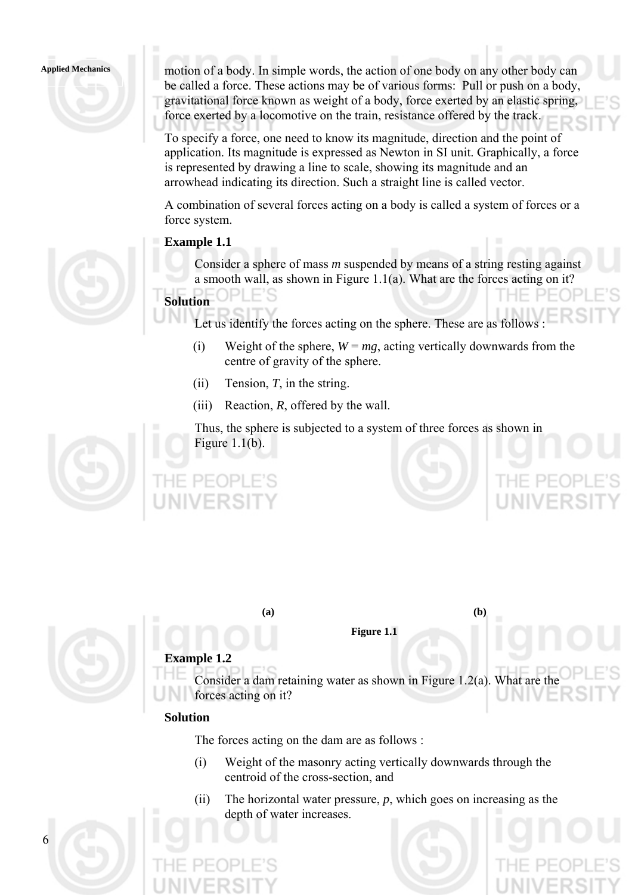motion of a body. In simple words, the action of one body on any other body can be called a force. These actions may be of various forms: Pull or push on a body, gravitational force known as weight of a body, force exerted by an elastic spring, force exerted by a locomotive on the train, resistance offered by the track.

To specify a force, one need to know its magnitude, direction and the point of application. Its magnitude is expressed as Newton in SI unit. Graphically, a force is represented by drawing a line to scale, showing its magnitude and an arrowhead indicating its direction. Such a straight line is called vector.

A combination of several forces acting on a body is called a system of forces or a force system.

**Example 1.1**

Consider a sphere of mass *m* suspended by means of a string resting against a smooth wall, as shown in Figure 1.1(a). What are the forces acting on it?

**Solution**

Let us identify the forces acting on the sphere. These are as follows :

(i) Weight of the sphere, $W = mg$, acting vertically downwards from the centre of gravity of the sphere.

(ii) Tension, $T$, in the string.

(iii) Reaction, $R$, offered by the wall.

Thus, the sphere is subjected to a system of three forces as shown in Figure 1.1(b).

**(a)** **(b)**

**Figure 1.1**

**Example 1.2**

Consider a dam retaining water as shown in Figure 1.2(a). What are the forces acting on it?

**Solution**

The forces acting on the dam are as follows :

(i) Weight of the masonry acting vertically downwards through the centroid of the cross-section, and

(ii) The horizontal water pressure, $p$, which goes on increasing as the depth of water increases.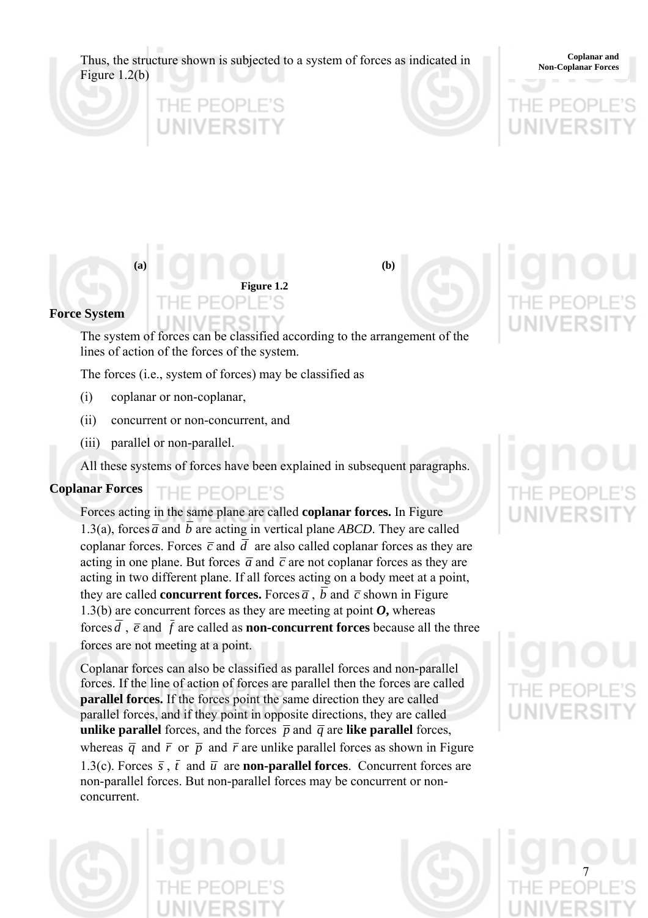Thus, the structure shown is subjected to a system of forces as indicated in Figure 1.2(b)

**(a)** **(b)**

**Figure 1.2**

## Force System

The system of forces can be classified according to the arrangement of the lines of action of the forces of the system.

The forces (i.e., system of forces) may be classified as

(i) coplanar or non-coplanar,

(ii) concurrent or non-concurrent, and

(iii) parallel or non-parallel.

All these systems of forces have been explained in subsequent paragraphs.

## Coplanar Forces

Forces acting in the same plane are called **coplanar forces.** In Figure 1.3(a), forces $\overline{a}$ and $\overline{b}$ are acting in vertical plane *ABCD*. They are called coplanar forces. Forces $\overline{c}$ and $\overline{d}$ are also called coplanar forces as they are acting in one plane. But forces $\overline{a}$ and $\overline{c}$ are not coplanar forces as they are acting in two different plane. If all forces acting on a body meet at a point, they are called **concurrent forces.** Forces $\overline{a}$ , $\overline{b}$ and $\overline{c}$ shown in Figure 1.3(b) are concurrent forces as they are meeting at point ***O*,** whereas forces $\overline{d}$ , $\overline{e}$ and $\overline{f}$ are called as **non-concurrent forces** because all the three forces are not meeting at a point.

Coplanar forces can also be classified as parallel forces and non-parallel forces. If the line of action of forces are parallel then the forces are called **parallel forces.** If the forces point the same direction they are called parallel forces, and if they point in opposite directions, they are called **unlike parallel** forces, and the forces $\overline{p}$ and $\overline{q}$ are **like parallel** forces, whereas $\overline{q}$ and $\overline{r}$ or $\overline{p}$ and $\overline{r}$ are unlike parallel forces as shown in Figure 1.3(c). Forces $\overline{s}$ , $\overline{t}$ and $\overline{u}$ are **non-parallel forces**. Concurrent forces are non-parallel forces. But non-parallel forces may be concurrent or non-concurrent.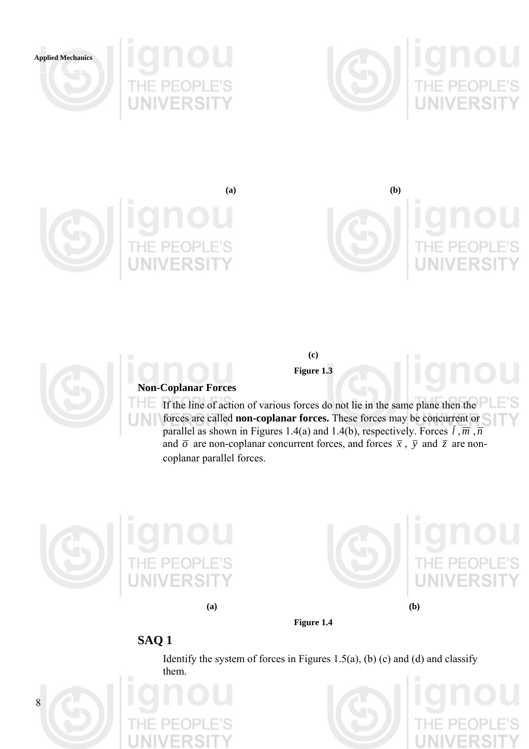(a)

(b)

(c)

Figure 1.3

### Non-Coplanar Forces

If the line of action of various forces do not lie in the same plane then the forces are called **non-coplanar forces.** These forces may be concurrent or parallel as shown in Figures 1.4(a) and 1.4(b), respectively. Forces $\bar{l}$, $\bar{m}$, $\bar{n}$ and $\bar{o}$ are non-coplanar concurrent forces, and forces $\bar{x}$, $\bar{y}$ and $\bar{z}$ are non-coplanar parallel forces.

(a)

(b)

Figure 1.4

## SAQ 1

Identify the system of forces in Figures 1.5(a), (b) (c) and (d) and classify them.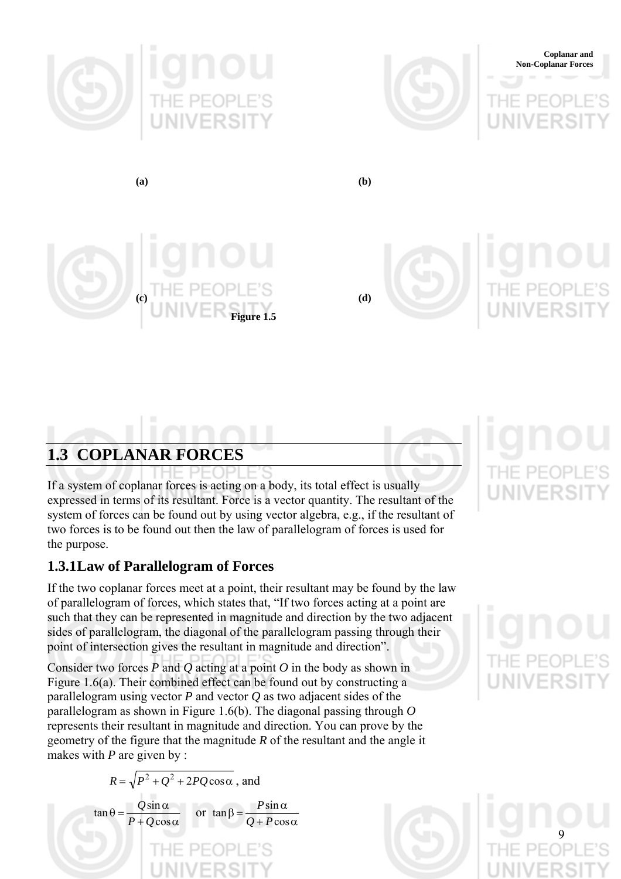(a) (b)

(c) (d)

**Figure 1.5**

## 1.3 COPLANAR FORCES

If a system of coplanar forces is acting on a body, its total effect is usually expressed in terms of its resultant. Force is a vector quantity. The resultant of the system of forces can be found out by using vector algebra, e.g., if the resultant of two forces is to be found out then the law of parallelogram of forces is used for the purpose.

### 1.3.1 Law of Parallelogram of Forces

If the two coplanar forces meet at a point, their resultant may be found by the law of parallelogram of forces, which states that, "If two forces acting at a point are such that they can be represented in magnitude and direction by the two adjacent sides of parallelogram, the diagonal of the parallelogram passing through their point of intersection gives the resultant in magnitude and direction".

Consider two forces $P$ and $Q$ acting at a point $O$ in the body as shown in Figure 1.6(a). Their combined effect can be found out by constructing a parallelogram using vector $P$ and vector $Q$ as two adjacent sides of the parallelogram as shown in Figure 1.6(b). The diagonal passing through $O$ represents their resultant in magnitude and direction. You can prove by the geometry of the figure that the magnitude $R$ of the resultant and the angle it makes with $P$ are given by :

$$R = \sqrt{P^2 + Q^2 + 2PQ\cos\alpha}\text{, and}$$

$$\tan\theta = \frac{Q\sin\alpha}{P + Q\cos\alpha} \quad \text{or} \quad \tan\beta = \frac{P\sin\alpha}{Q + P\cos\alpha}$$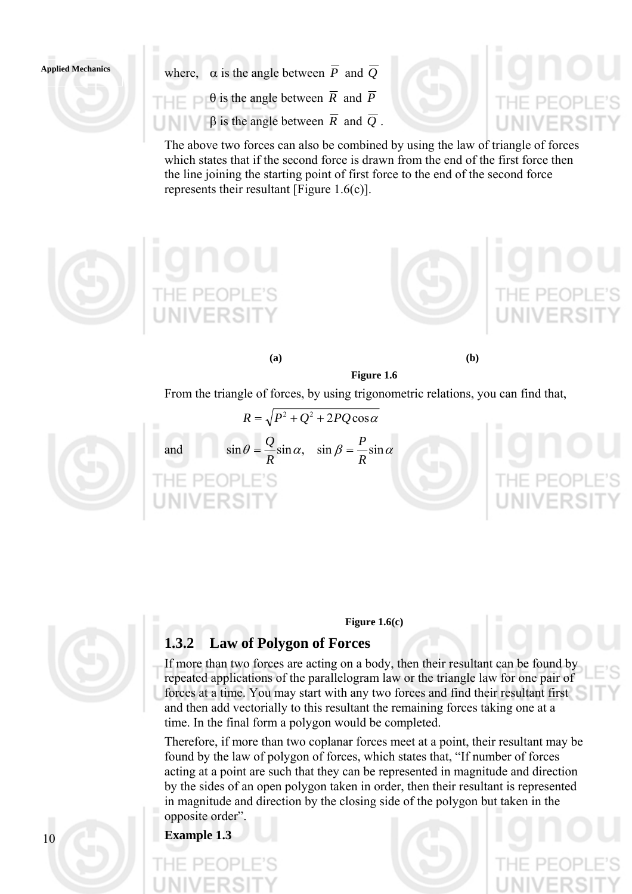where, $\alpha$ is the angle between $\overline{P}$ and $\overline{Q}$

$\theta$ is the angle between $\overline{R}$ and $\overline{P}$

$\beta$ is the angle between $\overline{R}$ and $\overline{Q}$.

The above two forces can also be combined by using the law of triangle of forces which states that if the second force is drawn from the end of the first force then the line joining the starting point of first force to the end of the second force represents their resultant [Figure 1.6(c)].

**(a)** **(b)**

**Figure 1.6**

From the triangle of forces, by using trigonometric relations, you can find that,

$$R = \sqrt{P^2 + Q^2 + 2PQ\cos\alpha}$$

and
$$\sin\theta = \frac{Q}{R}\sin\alpha, \quad \sin\beta = \frac{P}{R}\sin\alpha$$

**Figure 1.6(c)**

### 1.3.2 Law of Polygon of Forces

If more than two forces are acting on a body, then their resultant can be found by repeated applications of the parallelogram law or the triangle law for one pair of forces at a time. You may start with any two forces and find their resultant first and then add vectorially to this resultant the remaining forces taking one at a time. In the final form a polygon would be completed.

Therefore, if more than two coplanar forces meet at a point, their resultant may be found by the law of polygon of forces, which states that, "If number of forces acting at a point are such that they can be represented in magnitude and direction by the sides of an open polygon taken in order, then their resultant is represented in magnitude and direction by the closing side of the polygon but taken in the opposite order".

**Example 1.3**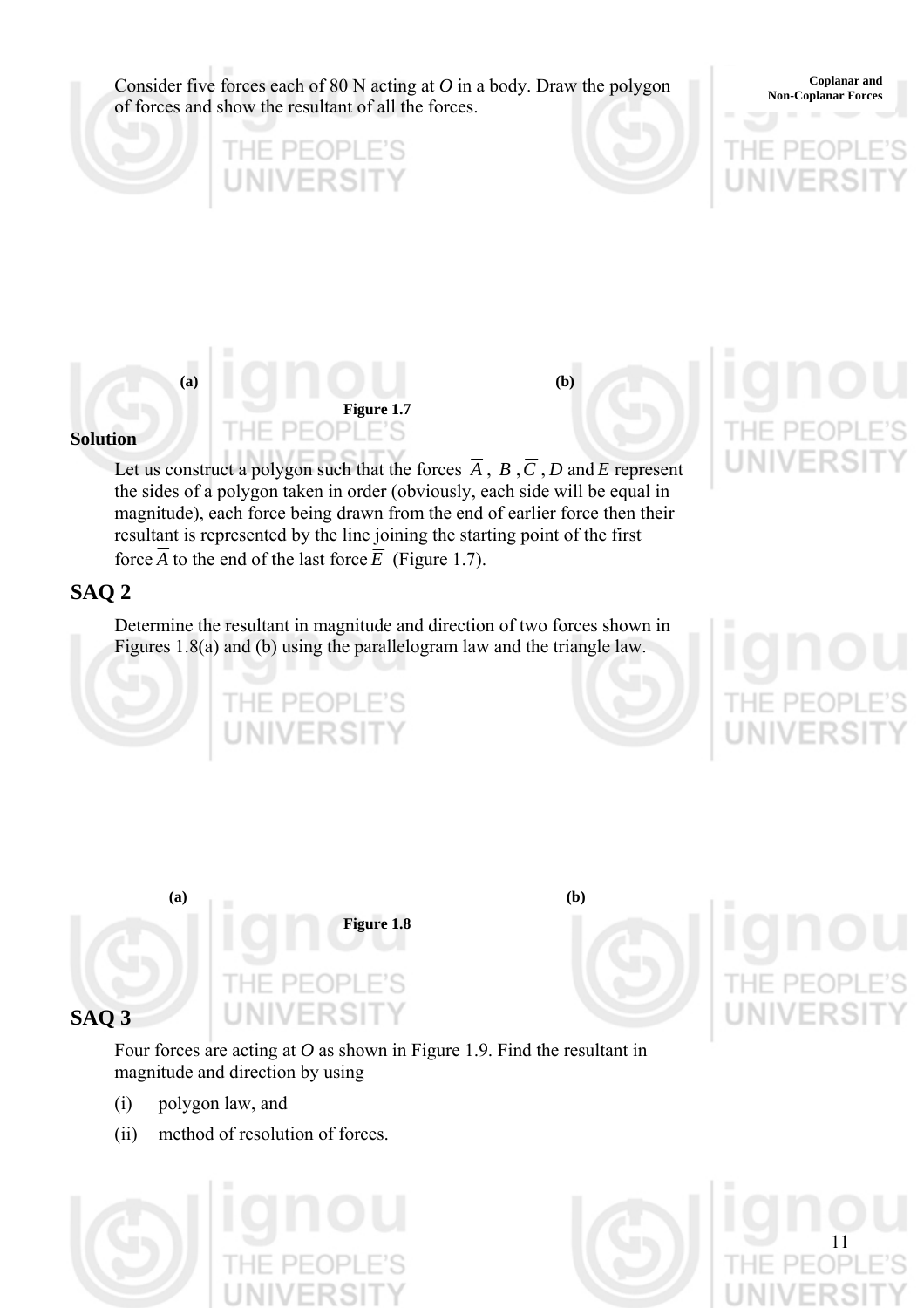Consider five forces each of 80 N acting at *O* in a body. Draw the polygon of forces and show the resultant of all the forces.

**(a)** **(b)**

**Figure 1.7**

**Solution**

Let us construct a polygon such that the forces $\overline{A}$, $\overline{B}$, $\overline{C}$, $\overline{D}$ and $\overline{E}$ represent the sides of a polygon taken in order (obviously, each side will be equal in magnitude), each force being drawn from the end of earlier force then their resultant is represented by the line joining the starting point of the first force $\overline{A}$ to the end of the last force $\overline{E}$ (Figure 1.7).

## SAQ 2

Determine the resultant in magnitude and direction of two forces shown in Figures 1.8(a) and (b) using the parallelogram law and the triangle law.

**(a)** **(b)**

**Figure 1.8**

## SAQ 3

Four forces are acting at *O* as shown in Figure 1.9. Find the resultant in magnitude and direction by using

(i) polygon law, and

(ii) method of resolution of forces.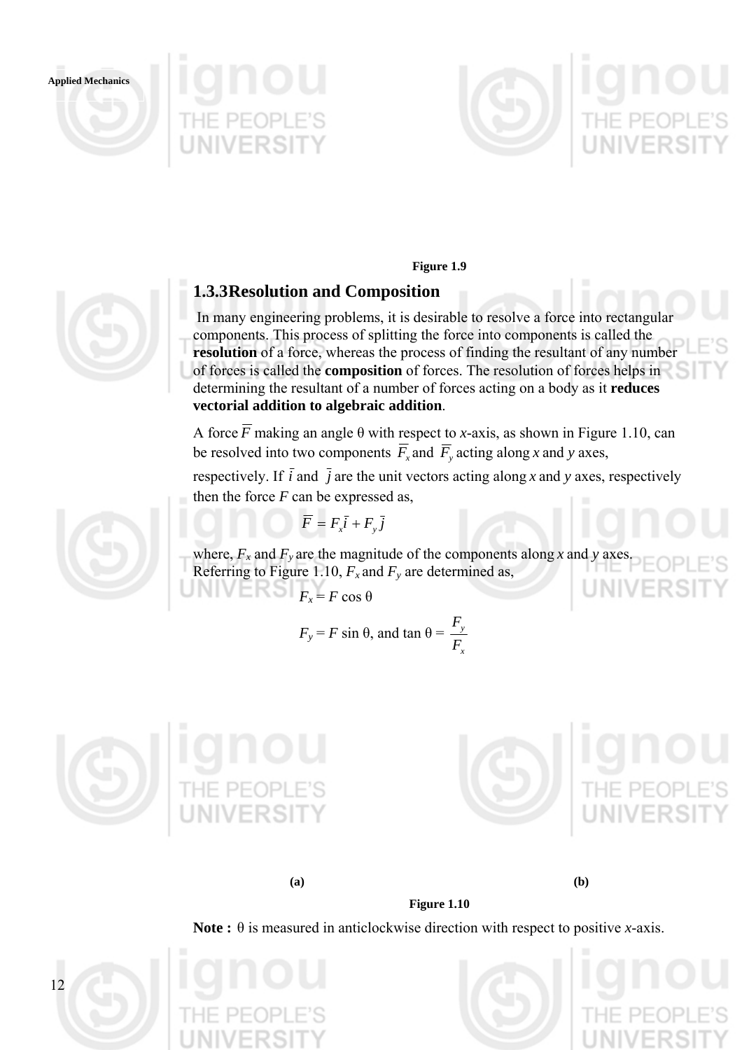Figure 1.9

### 1.3.3 Resolution and Composition

In many engineering problems, it is desirable to resolve a force into rectangular components. This process of splitting the force into components is called the **resolution** of a force, whereas the process of finding the resultant of any number of forces is called the **composition** of forces. The resolution of forces helps in determining the resultant of a number of forces acting on a body as it **reduces vectorial addition to algebraic addition**.

A force $\overline{F}$ making an angle θ with respect to *x*-axis, as shown in Figure 1.10, can be resolved into two components $\overline{F}_x$ and $\overline{F}_y$ acting along *x* and *y* axes, respectively. If $\bar{i}$ and $\bar{j}$ are the unit vectors acting along *x* and *y* axes, respectively then the force *F* can be expressed as,

$$\overline{F} = F_x \bar{i} + F_y \bar{j}$$

where, $F_x$ and $F_y$ are the magnitude of the components along *x* and *y* axes. Referring to Figure 1.10, $F_x$ and $F_y$ are determined as,

$$F_x = F \cos \theta$$

$$F_y = F \sin \theta, \text{ and } \tan \theta = \frac{F_y}{F_x}$$

(a) (b)

Figure 1.10

**Note :** θ is measured in anticlockwise direction with respect to positive *x*-axis.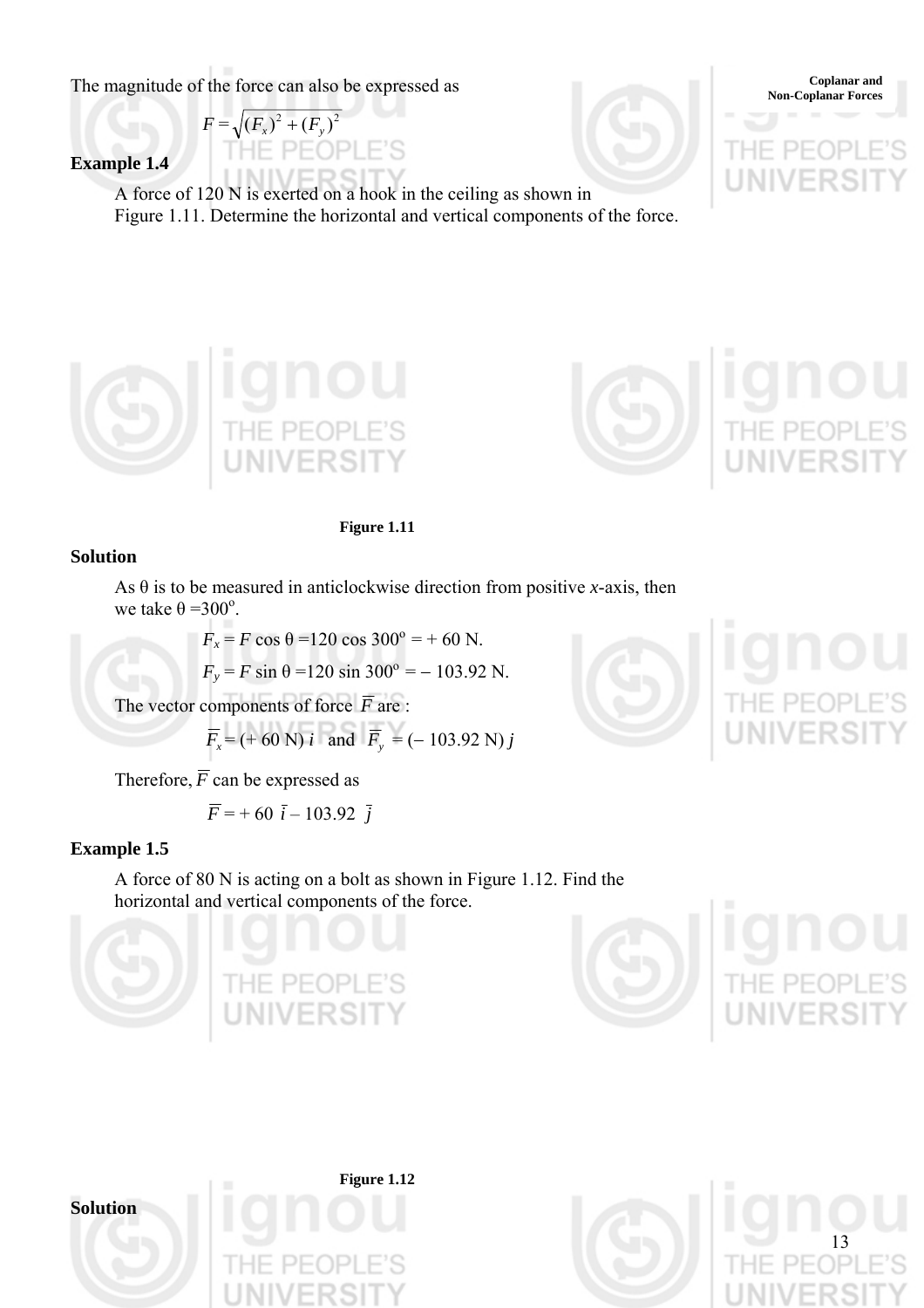The magnitude of the force can also be expressed as

$$F = \sqrt{(F_x)^2 + (F_y)^2}$$

### Example 1.4

A force of 120 N is exerted on a hook in the ceiling as shown in Figure 1.11. Determine the horizontal and vertical components of the force.

Figure 1.11

### Solution

As θ is to be measured in anticlockwise direction from positive *x*-axis, then we take $\theta = 300^o$.

$$F_x = F \cos \theta = 120 \cos 300^o = + 60 \text{ N}.$$

$$F_y = F \sin \theta = 120 \sin 300^o = - 103.92 \text{ N}.$$

The vector components of force $\overline{F}$ are :

$$\overline{F}_x = (+ 60 \text{ N})\, i \quad \text{and} \quad \overline{F}_y = (- 103.92 \text{ N})\, j$$

Therefore, $\overline{F}$ can be expressed as

$$\overline{F} = + 60\ \overline{i} - 103.92\ \overline{j}$$

### Example 1.5

A force of 80 N is acting on a bolt as shown in Figure 1.12. Find the horizontal and vertical components of the force.

Figure 1.12

### Solution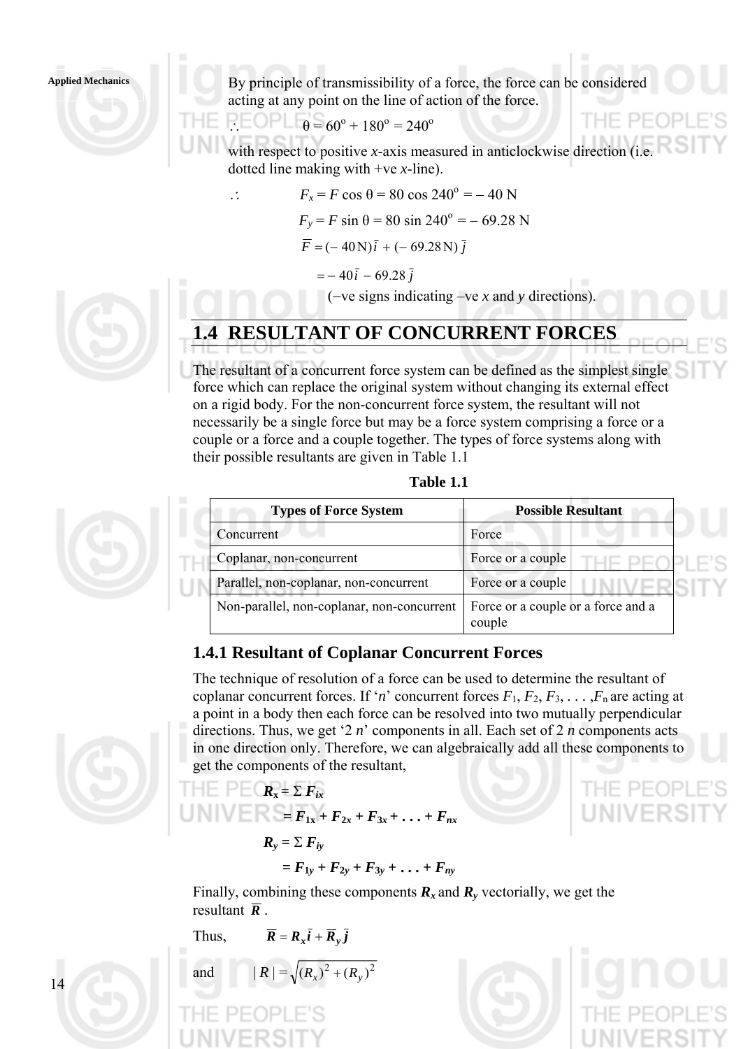By principle of transmissibility of a force, the force can be considered acting at any point on the line of action of the force.

$\therefore \quad \theta = 60^\circ + 180^\circ = 240^\circ$

with respect to positive *x*-axis measured in anticlockwise direction (i.e. dotted line making with +ve *x*-line).

$$\therefore \quad F_x = F \cos \theta = 80 \cos 240^\circ = -40 \text{ N}$$

$$F_y = F \sin \theta = 80 \sin 240^\circ = -69.28 \text{ N}$$

$$\bar{F} = (-40\,\text{N})\,\bar{i} + (-69.28\,\text{N})\,\bar{j}$$

$$= -40\,\bar{i} - 69.28\,\bar{j}$$

(−ve signs indicating –ve *x* and *y* directions).

## 1.4 RESULTANT OF CONCURRENT FORCES

The resultant of a concurrent force system can be defined as the simplest single force which can replace the original system without changing its external effect on a rigid body. For the non-concurrent force system, the resultant will not necessarily be a single force but may be a force system comprising a force or a couple or a force and a couple together. The types of force systems along with their possible resultants are given in Table 1.1

**Table 1.1**

| Types of Force System | Possible Resultant |
| --- | --- |
| Concurrent | Force |
| Coplanar, non-concurrent | Force or a couple |
| Parallel, non-coplanar, non-concurrent | Force or a couple |
| Non-parallel, non-coplanar, non-concurrent | Force or a couple or a force and a couple |

### 1.4.1 Resultant of Coplanar Concurrent Forces

The technique of resolution of a force can be used to determine the resultant of coplanar concurrent forces. If '*n*' concurrent forces $F_1, F_2, F_3, \ldots, F_n$ are acting at a point in a body then each force can be resolved into two mutually perpendicular directions. Thus, we get '2 *n*' components in all. Each set of 2 *n* components acts in one direction only. Therefore, we can algebraically add all these components to get the components of the resultant,

$$\boldsymbol{R_x} = \Sigma \boldsymbol{F_{ix}}$$

$$= \boldsymbol{F_{1x}} + \boldsymbol{F_{2x}} + \boldsymbol{F_{3x}} + \ldots + \boldsymbol{F_{nx}}$$

$$\boldsymbol{R_y} = \Sigma \boldsymbol{F_{iy}}$$

$$= \boldsymbol{F_{1y}} + \boldsymbol{F_{2y}} + \boldsymbol{F_{3y}} + \ldots + \boldsymbol{F_{ny}}$$

Finally, combining these components $\boldsymbol{R_x}$ and $\boldsymbol{R_y}$ vectorially, we get the resultant $\bar{\boldsymbol{R}}$.

Thus, $\quad \bar{\boldsymbol{R}} = \boldsymbol{R_x}\bar{\boldsymbol{i}} + \bar{\boldsymbol{R}}_{\boldsymbol{y}}\bar{\boldsymbol{j}}$

and $\quad |R| = \sqrt{(R_x)^2 + (R_y)^2}$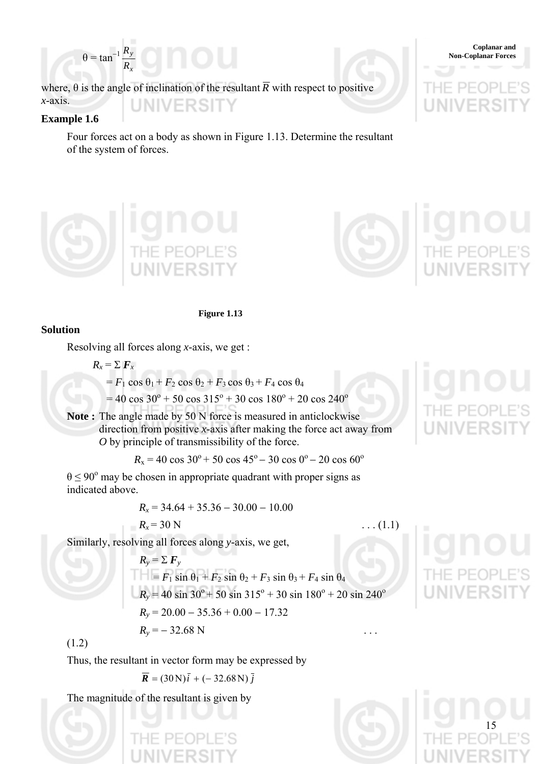$$\theta = \tan^{-1} \frac{R_y}{R_x}$$

where, $\theta$ is the angle of inclination of the resultant $\overline{R}$ with respect to positive $x$-axis.

### Example 1.6

Four forces act on a body as shown in Figure 1.13. Determine the resultant of the system of forces.

**Figure 1.13**

### Solution

Resolving all forces along $x$-axis, we get :

$$R_x = \Sigma \boldsymbol{F}_x$$

$$= F_1 \cos \theta_1 + F_2 \cos \theta_2 + F_3 \cos \theta_3 + F_4 \cos \theta_4$$

$$= 40 \cos 30^\circ + 50 \cos 315^\circ + 30 \cos 180^\circ + 20 \cos 240^\circ$$

**Note :** The angle made by 50 N force is measured in anticlockwise direction from positive $x$-axis after making the force act away from $O$ by principle of transmissibility of the force.

$$R_x = 40 \cos 30^\circ + 50 \cos 45^\circ - 30 \cos 0^\circ - 20 \cos 60^\circ$$

$\theta \leq 90^\circ$ may be chosen in appropriate quadrant with proper signs as indicated above.

$$R_x = 34.64 + 35.36 - 30.00 - 10.00$$

$$R_x = 30 \text{ N} \qquad \ldots (1.1)$$

Similarly, resolving all forces along $y$-axis, we get,

$$R_y = \Sigma \boldsymbol{F}_y$$

$$= F_1 \sin \theta_1 + F_2 \sin \theta_2 + F_3 \sin \theta_3 + F_4 \sin \theta_4$$

$$R_y = 40 \sin 30^\circ + 50 \sin 315^\circ + 30 \sin 180^\circ + 20 \sin 240^\circ$$

$$R_y = 20.00 - 35.36 + 0.00 - 17.32$$

$$R_y = -32.68 \text{ N} \qquad \ldots (1.2)$$

Thus, the resultant in vector form may be expressed by

$$\overline{\boldsymbol{R}} = (30 \text{ N}) \bar{i} + (-32.68 \text{ N}) \bar{j}$$

The magnitude of the resultant is given by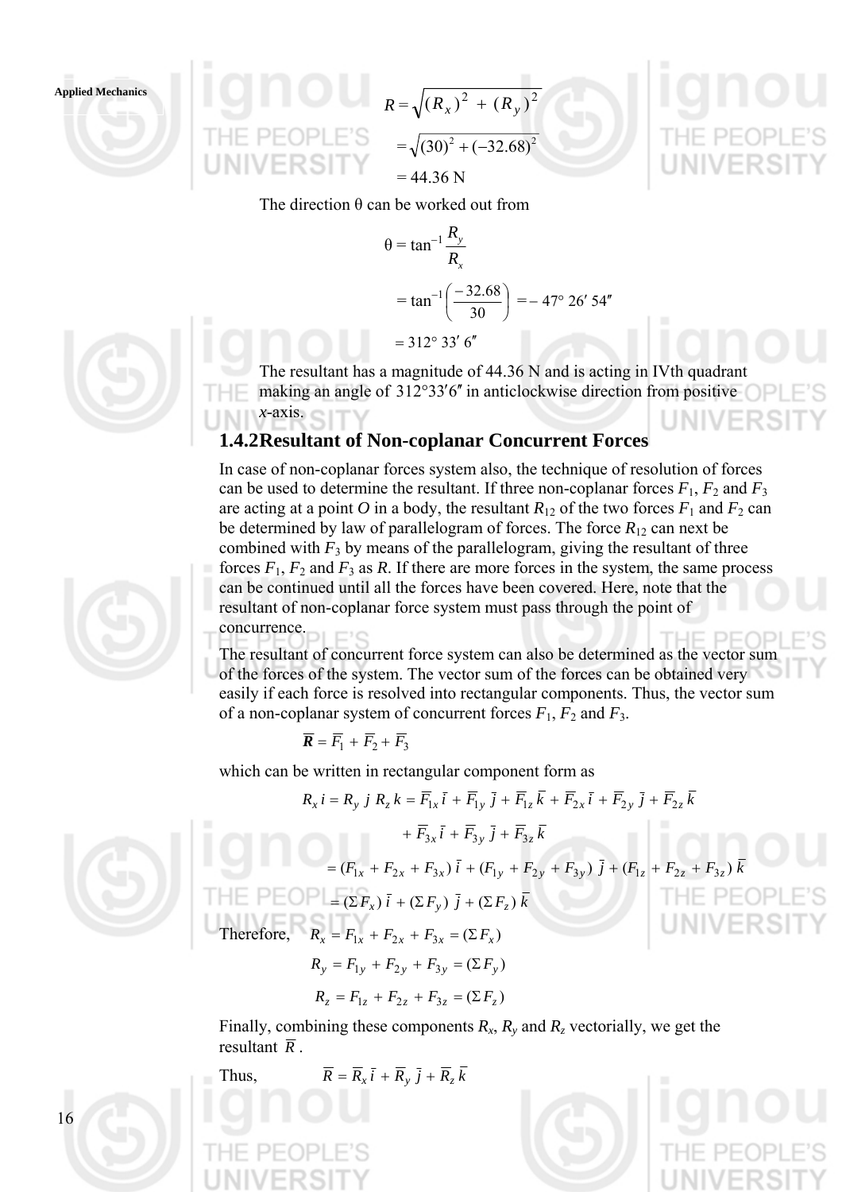$$R = \sqrt{(R_x)^2 + (R_y)^2}$$

$$= \sqrt{(30)^2 + (-32.68)^2}$$

$$= 44.36 \text{ N}$$

The direction θ can be worked out from

$$\theta = \tan^{-1} \frac{R_y}{R_x}$$

$$= \tan^{-1}\left(\frac{-32.68}{30}\right) = -47^\circ\, 26'\, 54''$$

$$= 312^\circ\, 33'\, 6''$$

The resultant has a magnitude of 44.36 N and is acting in IVth quadrant making an angle of $312^\circ 33' 6''$ in anticlockwise direction from positive $x$-axis.

### 1.4.2 Resultant of Non-coplanar Concurrent Forces

In case of non-coplanar forces system also, the technique of resolution of forces can be used to determine the resultant. If three non-coplanar forces $F_1$, $F_2$ and $F_3$ are acting at a point $O$ in a body, the resultant $R_{12}$ of the two forces $F_1$ and $F_2$ can be determined by law of parallelogram of forces. The force $R_{12}$ can next be combined with $F_3$ by means of the parallelogram, giving the resultant of three forces $F_1$, $F_2$ and $F_3$ as $R$. If there are more forces in the system, the same process can be continued until all the forces have been covered. Here, note that the resultant of non-coplanar force system must pass through the point of concurrence.

The resultant of concurrent force system can also be determined as the vector sum of the forces of the system. The vector sum of the forces can be obtained very easily if each force is resolved into rectangular components. Thus, the vector sum of a non-coplanar system of concurrent forces $F_1$, $F_2$ and $F_3$.

$$\overline{\boldsymbol{R}} = \overline{F}_1 + \overline{F}_2 + \overline{F}_3$$

which can be written in rectangular component form as

$$R_x\, i = R_y\, j\, R_z\, k = \overline{F}_{1x}\,\overline{i} + \overline{F}_{1y}\,\overline{j} + \overline{F}_{1z}\,\overline{k} + \overline{F}_{2x}\,\overline{i} + \overline{F}_{2y}\,\overline{j} + \overline{F}_{2z}\,\overline{k}$$

$$+ \overline{F}_{3x}\,\overline{i} + \overline{F}_{3y}\,\overline{j} + \overline{F}_{3z}\,\overline{k}$$

$$= (F_{1x} + F_{2x} + F_{3x})\,\overline{i} + (F_{1y} + F_{2y} + F_{3y})\,\overline{j} + (F_{1z} + F_{2z} + F_{3z})\,\overline{k}$$

$$= (\Sigma F_x)\,\overline{i} + (\Sigma F_y)\,\overline{j} + (\Sigma F_z)\,\overline{k}$$

Therefore,
$$R_x = F_{1x} + F_{2x} + F_{3x} = (\Sigma F_x)$$

$$R_y = F_{1y} + F_{2y} + F_{3y} = (\Sigma F_y)$$

$$R_z = F_{1z} + F_{2z} + F_{3z} = (\Sigma F_z)$$

Finally, combining these components $R_x$, $R_y$ and $R_z$ vectorially, we get the resultant $\overline{R}$.

Thus,
$$\overline{R} = \overline{R}_x\,\overline{i} + \overline{R}_y\,\overline{j} + \overline{R}_z\,\overline{k}$$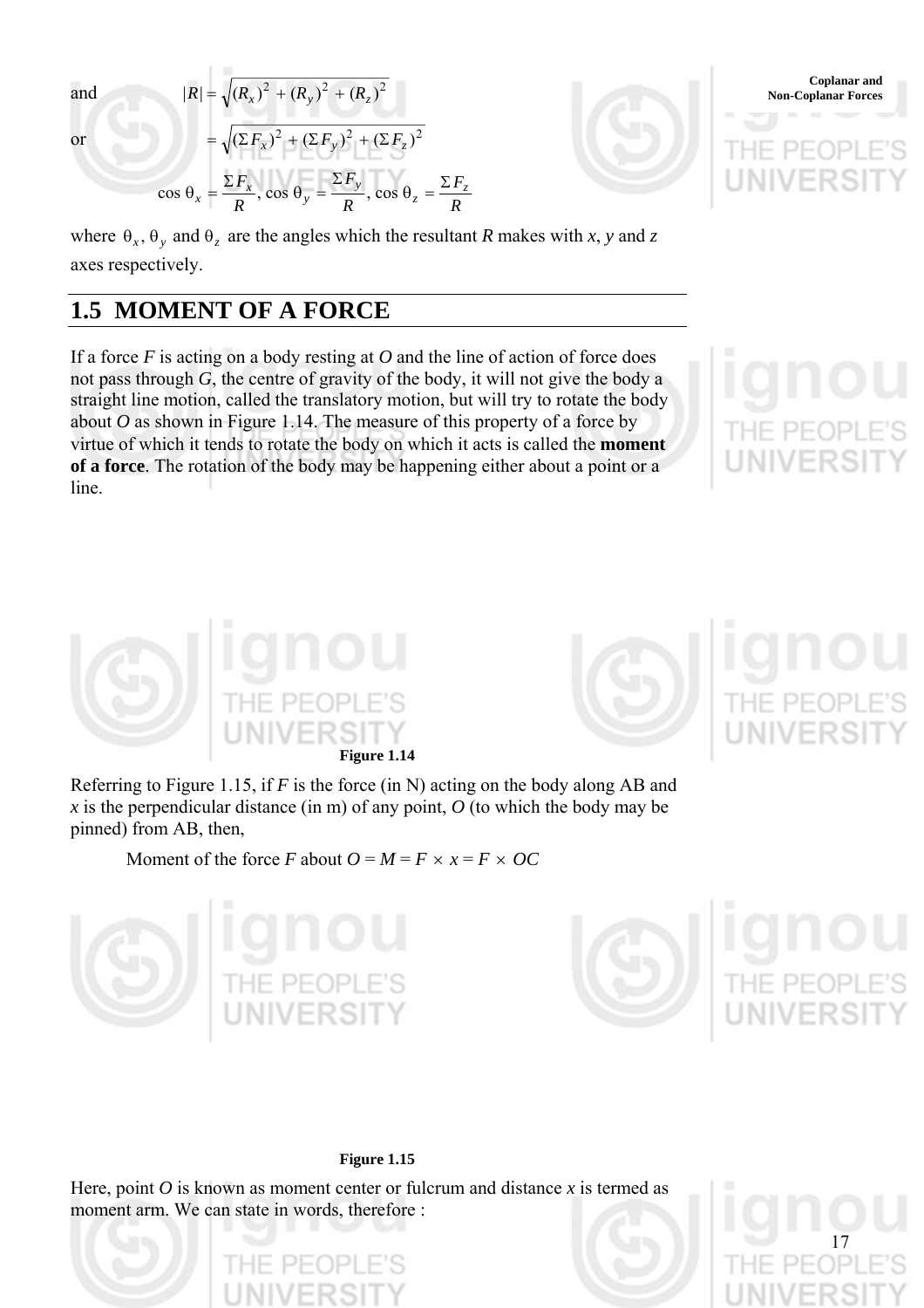and $$|R| = \sqrt{(R_x)^2 + (R_y)^2 + (R_z)^2}$$

or $$= \sqrt{(\Sigma F_x)^2 + (\Sigma F_y)^2 + (\Sigma F_z)^2}$$

$$\cos \theta_x = \frac{\Sigma F_x}{R}, \cos \theta_y = \frac{\Sigma F_y}{R}, \cos \theta_z = \frac{\Sigma F_z}{R}$$

where $\theta_x$, $\theta_y$ and $\theta_z$ are the angles which the resultant *R* makes with *x*, *y* and *z* axes respectively.

## 1.5 MOMENT OF A FORCE

If a force *F* is acting on a body resting at *O* and the line of action of force does not pass through *G*, the centre of gravity of the body, it will not give the body a straight line motion, called the translatory motion, but will try to rotate the body about *O* as shown in Figure 1.14. The measure of this property of a force by virtue of which it tends to rotate the body on which it acts is called the **moment of a force**. The rotation of the body may be happening either about a point or a line.

**Figure 1.14**

Referring to Figure 1.15, if *F* is the force (in N) acting on the body along AB and *x* is the perpendicular distance (in m) of any point, *O* (to which the body may be pinned) from AB, then,

Moment of the force *F* about $O = M = F \times x = F \times OC$

**Figure 1.15**

Here, point *O* is known as moment center or fulcrum and distance *x* is termed as moment arm. We can state in words, therefore :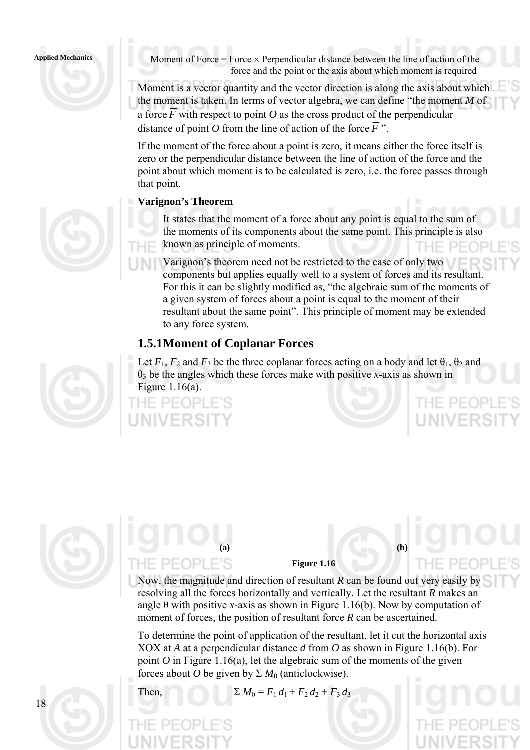Moment of Force = Force × Perpendicular distance between the line of action of the force and the point or the axis about which moment is required

Moment is a vector quantity and the vector direction is along the axis about which the moment is taken. In terms of vector algebra, we can define "the moment *M* of a force $\overline{F}$ with respect to point *O* as the cross product of the perpendicular distance of point *O* from the line of action of the force $\overline{F}$".

If the moment of the force about a point is zero, it means either the force itself is zero or the perpendicular distance between the line of action of the force and the point about which moment is to be calculated is zero, i.e. the force passes through that point.

**Varignon's Theorem**

It states that the moment of a force about any point is equal to the sum of the moments of its components about the same point. This principle is also known as principle of moments.

Varignon's theorem need not be restricted to the case of only two components but applies equally well to a system of forces and its resultant. For this it can be slightly modified as, "the algebraic sum of the moments of a given system of forces about a point is equal to the moment of their resultant about the same point". This principle of moment may be extended to any force system.

## 1.5.1 Moment of Coplanar Forces

Let $F_1$, $F_2$ and $F_3$ be the three coplanar forces acting on a body and let $\theta_1$, $\theta_2$ and $\theta_3$ be the angles which these forces make with positive *x*-axis as shown in Figure 1.16(a).

(a) (b)

**Figure 1.16**

Now, the magnitude and direction of resultant *R* can be found out very easily by resolving all the forces horizontally and vertically. Let the resultant *R* makes an angle θ with positive *x*-axis as shown in Figure 1.16(b). Now by computation of moment of forces, the position of resultant force *R* can be ascertained.

To determine the point of application of the resultant, let it cut the horizontal axis XOX at *A* at a perpendicular distance *d* from *O* as shown in Figure 1.16(b). For point *O* in Figure 1.16(a), let the algebraic sum of the moments of the given forces about *O* be given by $\Sigma M_0$ (anticlockwise).

Then, $\Sigma M_0 = F_1 d_1 + F_2 d_2 + F_3 d_3$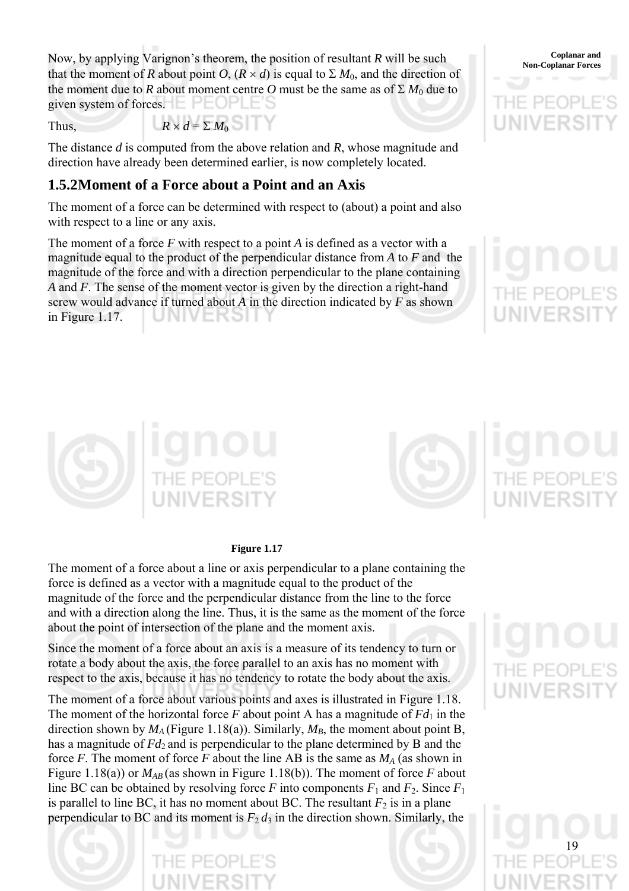Now, by applying Varignon's theorem, the position of resultant $R$ will be such that the moment of $R$ about point $O$, ($R \times d$) is equal to $\Sigma M_0$, and the direction of the moment due to $R$ about moment centre $O$ must be the same as of $\Sigma M_0$ due to given system of forces.

Thus, $$R \times d = \Sigma M_0$$

The distance $d$ is computed from the above relation and $R$, whose magnitude and direction have already been determined earlier, is now completely located.

### 1.5.2 Moment of a Force about a Point and an Axis

The moment of a force can be determined with respect to (about) a point and also with respect to a line or any axis.

The moment of a force $F$ with respect to a point $A$ is defined as a vector with a magnitude equal to the product of the perpendicular distance from $A$ to $F$ and the magnitude of the force and with a direction perpendicular to the plane containing $A$ and $F$. The sense of the moment vector is given by the direction a right-hand screw would advance if turned about $A$ in the direction indicated by $F$ as shown in Figure 1.17.

**Figure 1.17**

The moment of a force about a line or axis perpendicular to a plane containing the force is defined as a vector with a magnitude equal to the product of the magnitude of the force and the perpendicular distance from the line to the force and with a direction along the line. Thus, it is the same as the moment of the force about the point of intersection of the plane and the moment axis.

Since the moment of a force about an axis is a measure of its tendency to turn or rotate a body about the axis, the force parallel to an axis has no moment with respect to the axis, because it has no tendency to rotate the body about the axis.

The moment of a force about various points and axes is illustrated in Figure 1.18. The moment of the horizontal force $F$ about point A has a magnitude of $Fd_1$ in the direction shown by $M_A$ (Figure 1.18(a)). Similarly, $M_B$, the moment about point B, has a magnitude of $Fd_2$ and is perpendicular to the plane determined by B and the force $F$. The moment of force $F$ about the line AB is the same as $M_A$ (as shown in Figure 1.18(a)) or $M_{AB}$ (as shown in Figure 1.18(b)). The moment of force $F$ about line BC can be obtained by resolving force $F$ into components $F_1$ and $F_2$. Since $F_1$ is parallel to line BC, it has no moment about BC. The resultant $F_2$ is in a plane perpendicular to BC and its moment is $F_2\, d_3$ in the direction shown. Similarly, the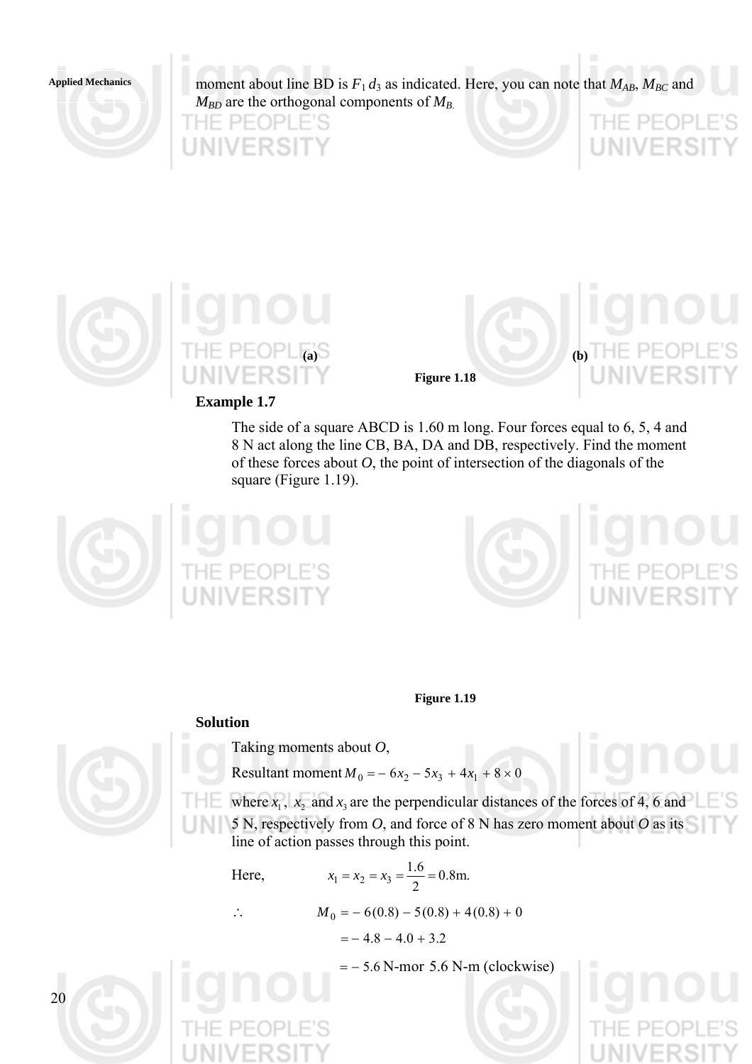moment about line BD is $F_1 d_3$ as indicated. Here, you can note that $M_{AB}$, $M_{BC}$ and $M_{BD}$ are the orthogonal components of $M_B$.

(a) (b)

Figure 1.18

**Example 1.7**

The side of a square ABCD is 1.60 m long. Four forces equal to 6, 5, 4 and 8 N act along the line CB, BA, DA and DB, respectively. Find the moment of these forces about *O*, the point of intersection of the diagonals of the square (Figure 1.19).

Figure 1.19

**Solution**

Taking moments about *O*,

Resultant moment $M_0 = -\,6x_2 - 5x_3 + 4x_1 + 8 \times 0$

where $x_1$, $x_2$ and $x_3$ are the perpendicular distances of the forces of 4, 6 and 5 N, respectively from *O*, and force of 8 N has zero moment about *O* as its line of action passes through this point.

Here, $x_1 = x_2 = x_3 = \dfrac{1.6}{2} = 0.8\text{m.}$

$$\therefore \quad M_0 = -\,6(0.8) - 5(0.8) + 4(0.8) + 0$$

$$= -\,4.8 - 4.0 + 3.2$$

$$= -\,5.6 \text{ N-m or } 5.6 \text{ N-m (clockwise)}$$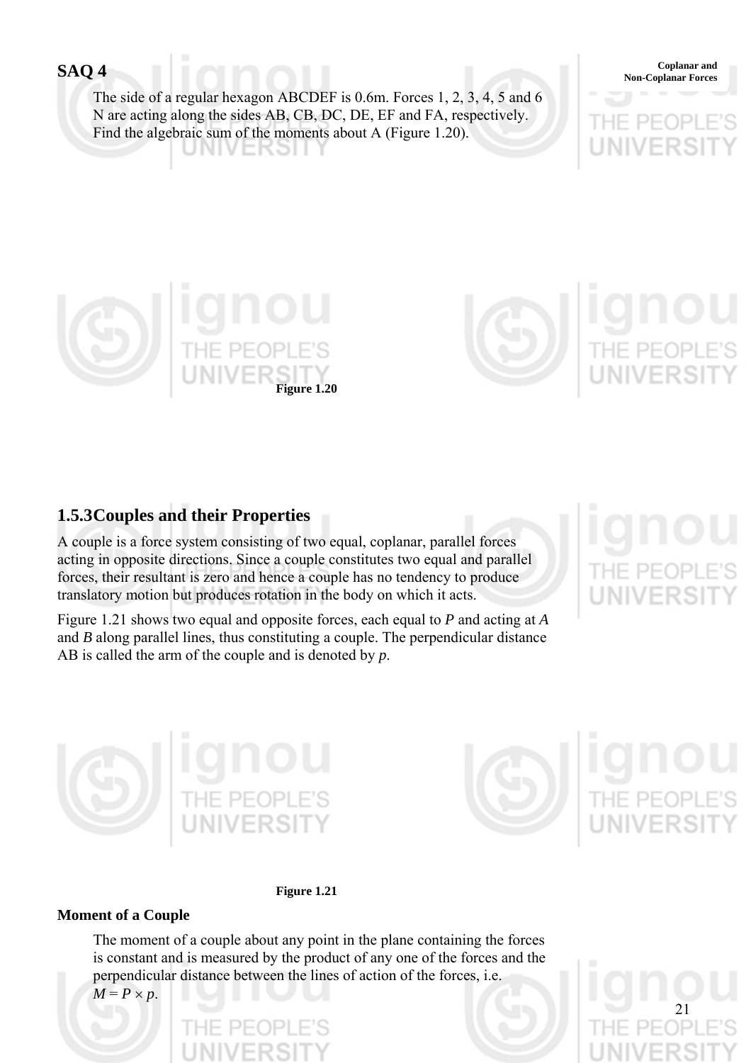## SAQ 4

The side of a regular hexagon ABCDEF is 0.6m. Forces 1, 2, 3, 4, 5 and 6 N are acting along the sides AB, CB, DC, DE, EF and FA, respectively. Find the algebraic sum of the moments about A (Figure 1.20).

**Figure 1.20**

### 1.5.3 Couples and their Properties

A couple is a force system consisting of two equal, coplanar, parallel forces acting in opposite directions. Since a couple constitutes two equal and parallel forces, their resultant is zero and hence a couple has no tendency to produce translatory motion but produces rotation in the body on which it acts.

Figure 1.21 shows two equal and opposite forces, each equal to *P* and acting at *A* and *B* along parallel lines, thus constituting a couple. The perpendicular distance AB is called the arm of the couple and is denoted by *p*.

**Figure 1.21**

**Moment of a Couple**

The moment of a couple about any point in the plane containing the forces is constant and is measured by the product of any one of the forces and the perpendicular distance between the lines of action of the forces, i.e. $M = P \times p$.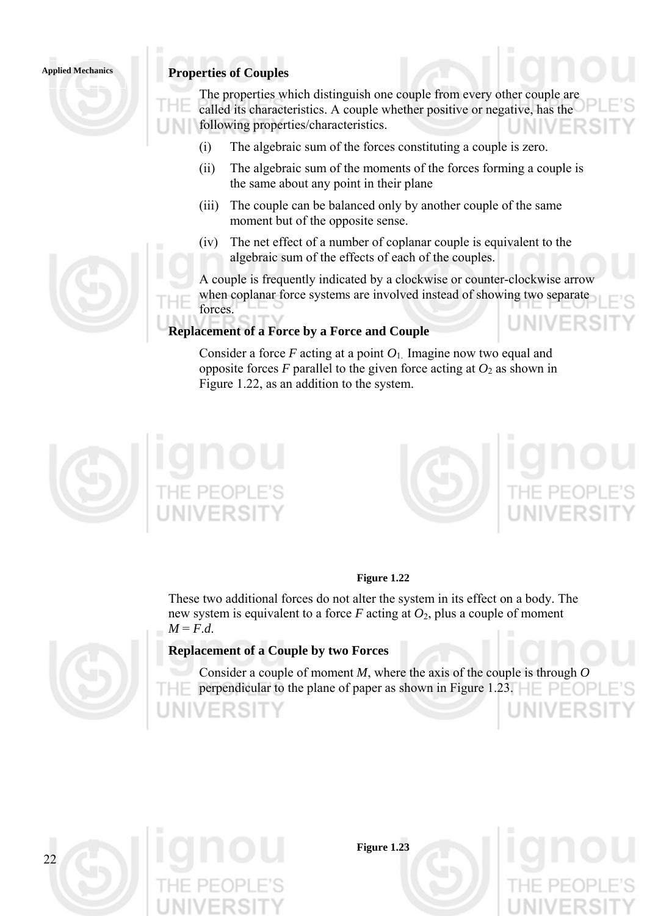### Properties of Couples

The properties which distinguish one couple from every other couple are called its characteristics. A couple whether positive or negative, has the following properties/characteristics.

(i) The algebraic sum of the forces constituting a couple is zero.

(ii) The algebraic sum of the moments of the forces forming a couple is the same about any point in their plane

(iii) The couple can be balanced only by another couple of the same moment but of the opposite sense.

(iv) The net effect of a number of coplanar couple is equivalent to the algebraic sum of the effects of each of the couples.

A couple is frequently indicated by a clockwise or counter-clockwise arrow when coplanar force systems are involved instead of showing two separate forces.

### Replacement of a Force by a Force and Couple

Consider a force $F$ acting at a point $O_1$. Imagine now two equal and opposite forces $F$ parallel to the given force acting at $O_2$ as shown in Figure 1.22, as an addition to the system.

**Figure 1.22**

These two additional forces do not alter the system in its effect on a body. The new system is equivalent to a force $F$ acting at $O_2$, plus a couple of moment $M = F.d$.

### Replacement of a Couple by two Forces

Consider a couple of moment $M$, where the axis of the couple is through $O$ perpendicular to the plane of paper as shown in Figure 1.23.

**Figure 1.23**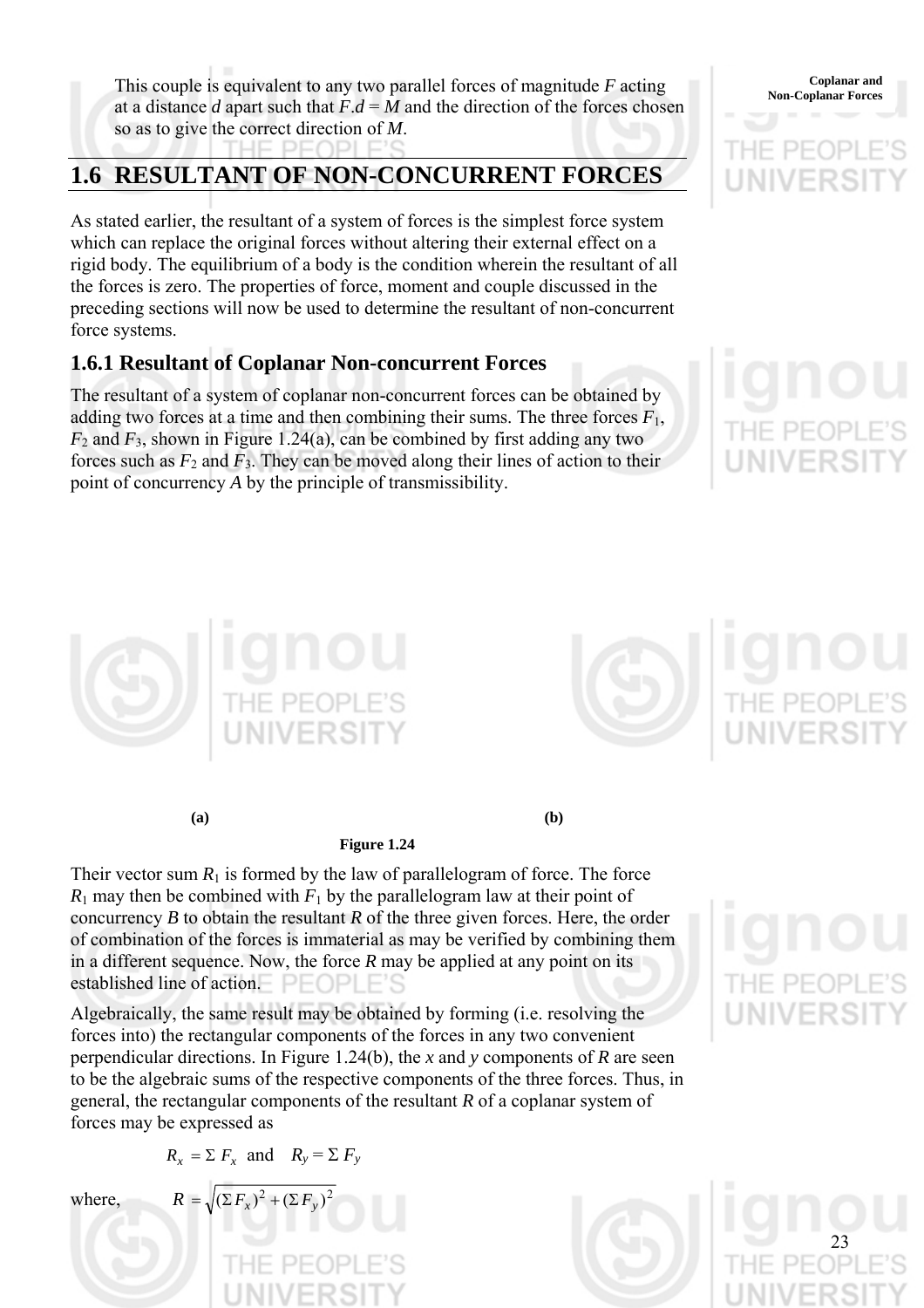This couple is equivalent to any two parallel forces of magnitude $F$ acting at a distance $d$ apart such that $F.d = M$ and the direction of the forces chosen so as to give the correct direction of $M$.

## 1.6 RESULTANT OF NON-CONCURRENT FORCES

As stated earlier, the resultant of a system of forces is the simplest force system which can replace the original forces without altering their external effect on a rigid body. The equilibrium of a body is the condition wherein the resultant of all the forces is zero. The properties of force, moment and couple discussed in the preceding sections will now be used to determine the resultant of non-concurrent force systems.

### 1.6.1 Resultant of Coplanar Non-concurrent Forces

The resultant of a system of coplanar non-concurrent forces can be obtained by adding two forces at a time and then combining their sums. The three forces $F_1$, $F_2$ and $F_3$, shown in Figure 1.24(a), can be combined by first adding any two forces such as $F_2$ and $F_3$. They can be moved along their lines of action to their point of concurrency $A$ by the principle of transmissibility.

**(a)** **(b)**

**Figure 1.24**

Their vector sum $R_1$ is formed by the law of parallelogram of force. The force $R_1$ may then be combined with $F_1$ by the parallelogram law at their point of concurrency $B$ to obtain the resultant $R$ of the three given forces. Here, the order of combination of the forces is immaterial as may be verified by combining them in a different sequence. Now, the force $R$ may be applied at any point on its established line of action.

Algebraically, the same result may be obtained by forming (i.e. resolving the forces into) the rectangular components of the forces in any two convenient perpendicular directions. In Figure 1.24(b), the $x$ and $y$ components of $R$ are seen to be the algebraic sums of the respective components of the three forces. Thus, in general, the rectangular components of the resultant $R$ of a coplanar system of forces may be expressed as

$$R_x = \Sigma F_x \quad \text{and} \quad R_y = \Sigma F_y$$

where, $R = \sqrt{(\Sigma F_x)^2 + (\Sigma F_y)^2}$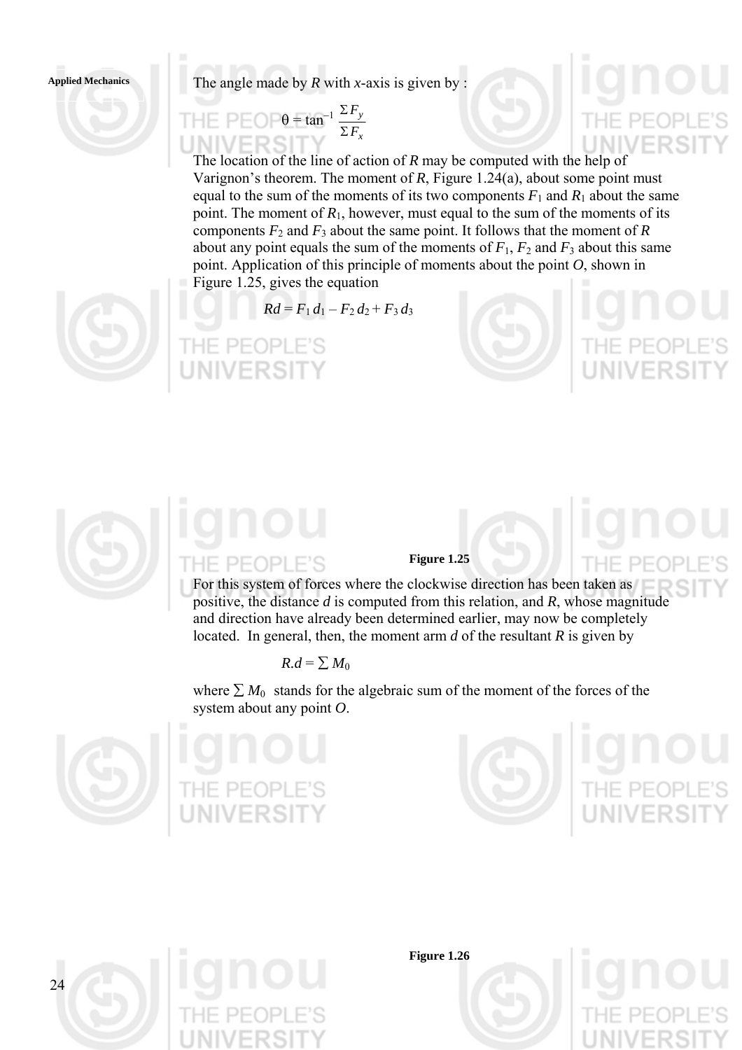The angle made by $R$ with $x$-axis is given by :

$$\theta = \tan^{-1} \frac{\Sigma F_y}{\Sigma F_x}$$

The location of the line of action of $R$ may be computed with the help of Varignon's theorem. The moment of $R$, Figure 1.24(a), about some point must equal to the sum of the moments of its two components $F_1$ and $R_1$ about the same point. The moment of $R_1$, however, must equal to the sum of the moments of its components $F_2$ and $F_3$ about the same point. It follows that the moment of $R$ about any point equals the sum of the moments of $F_1$, $F_2$ and $F_3$ about this same point. Application of this principle of moments about the point $O$, shown in Figure 1.25, gives the equation

$$Rd = F_1 d_1 - F_2 d_2 + F_3 d_3$$

**Figure 1.25**

For this system of forces where the clockwise direction has been taken as positive, the distance $d$ is computed from this relation, and $R$, whose magnitude and direction have already been determined earlier, may now be completely located. In general, then, the moment arm $d$ of the resultant $R$ is given by

$$R.d = \sum M_0$$

where $\sum M_0$ stands for the algebraic sum of the moment of the forces of the system about any point $O$.

**Figure 1.26**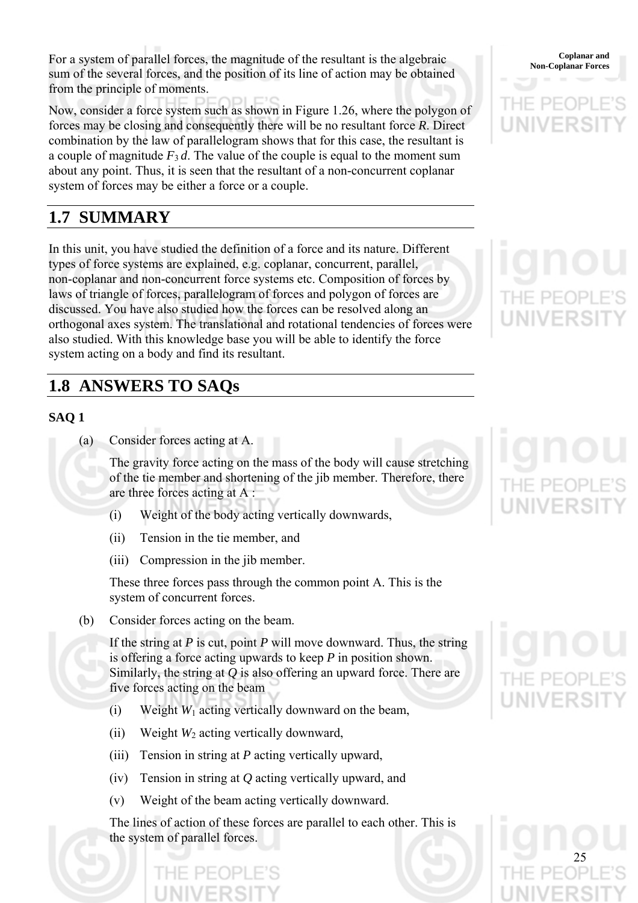For a system of parallel forces, the magnitude of the resultant is the algebraic sum of the several forces, and the position of its line of action may be obtained from the principle of moments.

Now, consider a force system such as shown in Figure 1.26, where the polygon of forces may be closing and consequently there will be no resultant force $R$. Direct combination by the law of parallelogram shows that for this case, the resultant is a couple of magnitude $F_3\, d$. The value of the couple is equal to the moment sum about any point. Thus, it is seen that the resultant of a non-concurrent coplanar system of forces may be either a force or a couple.

## 1.7 SUMMARY

In this unit, you have studied the definition of a force and its nature. Different types of force systems are explained, e.g. coplanar, concurrent, parallel, non-coplanar and non-concurrent force systems etc. Composition of forces by laws of triangle of forces, parallelogram of forces and polygon of forces are discussed. You have also studied how the forces can be resolved along an orthogonal axes system. The translational and rotational tendencies of forces were also studied. With this knowledge base you will be able to identify the force system acting on a body and find its resultant.

## 1.8 ANSWERS TO SAQs

**SAQ 1**

(a) Consider forces acting at A.

The gravity force acting on the mass of the body will cause stretching of the tie member and shortening of the jib member. Therefore, there are three forces acting at A :

(i) Weight of the body acting vertically downwards,

(ii) Tension in the tie member, and

(iii) Compression in the jib member.

These three forces pass through the common point A. This is the system of concurrent forces.

(b) Consider forces acting on the beam.

If the string at $P$ is cut, point $P$ will move downward. Thus, the string is offering a force acting upwards to keep $P$ in position shown. Similarly, the string at $Q$ is also offering an upward force. There are five forces acting on the beam

(i) Weight $W_1$ acting vertically downward on the beam,

(ii) Weight $W_2$ acting vertically downward,

(iii) Tension in string at $P$ acting vertically upward,

(iv) Tension in string at $Q$ acting vertically upward, and

(v) Weight of the beam acting vertically downward.

The lines of action of these forces are parallel to each other. This is the system of parallel forces.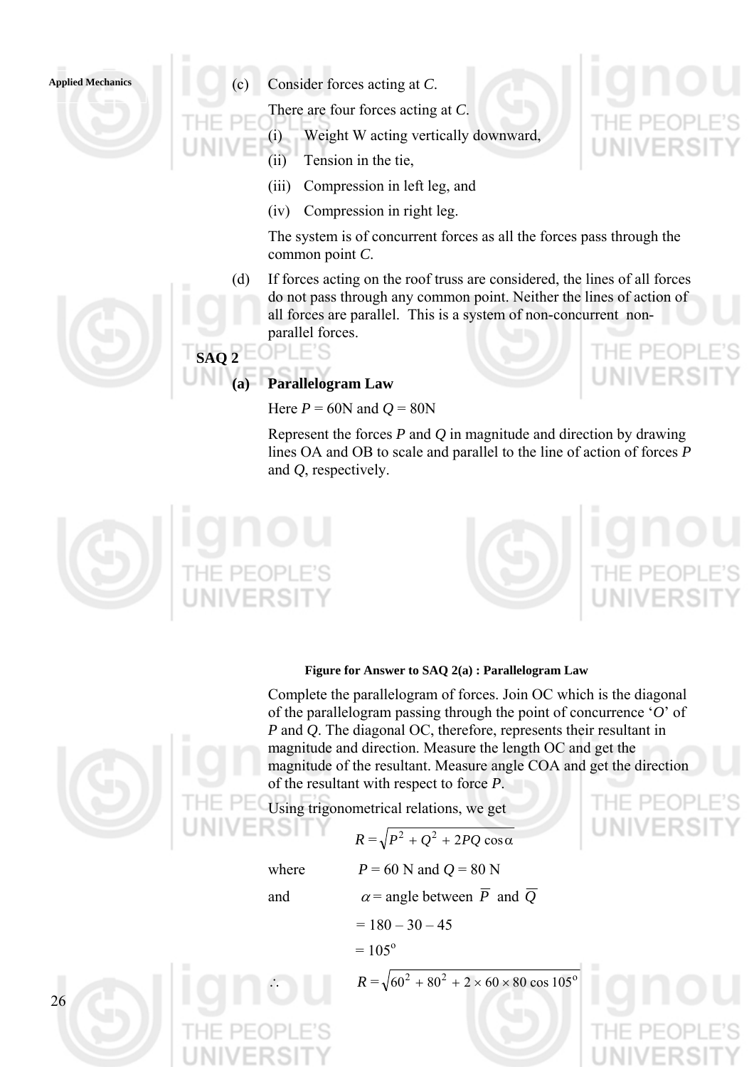(c) Consider forces acting at *C*.

There are four forces acting at *C*.

(i) Weight W acting vertically downward,

(ii) Tension in the tie,

(iii) Compression in left leg, and

(iv) Compression in right leg.

The system is of concurrent forces as all the forces pass through the common point *C*.

(d) If forces acting on the roof truss are considered, the lines of all forces do not pass through any common point. Neither the lines of action of all forces are parallel. This is a system of non-concurrent non-parallel forces.

**SAQ 2**

**(a) Parallelogram Law**

Here $P = 60$N and $Q = 80$N

Represent the forces *P* and *Q* in magnitude and direction by drawing lines OA and OB to scale and parallel to the line of action of forces *P* and *Q*, respectively.

**Figure for Answer to SAQ 2(a) : Parallelogram Law**

Complete the parallelogram of forces. Join OC which is the diagonal of the parallelogram passing through the point of concurrence '*O*' of *P* and *Q*. The diagonal OC, therefore, represents their resultant in magnitude and direction. Measure the length OC and get the magnitude of the resultant. Measure angle COA and get the direction of the resultant with respect to force *P*.

Using trigonometrical relations, we get

$$R = \sqrt{P^2 + Q^2 + 2PQ \cos \alpha}$$

where $P = 60$ N and $Q = 80$ N

and $\alpha$ = angle between $\overline{P}$ and $\overline{Q}$

$= 180 - 30 - 45$

$= 105^{\circ}$

$$\therefore \quad R = \sqrt{60^2 + 80^2 + 2 \times 60 \times 80 \cos 105^{\circ}}$$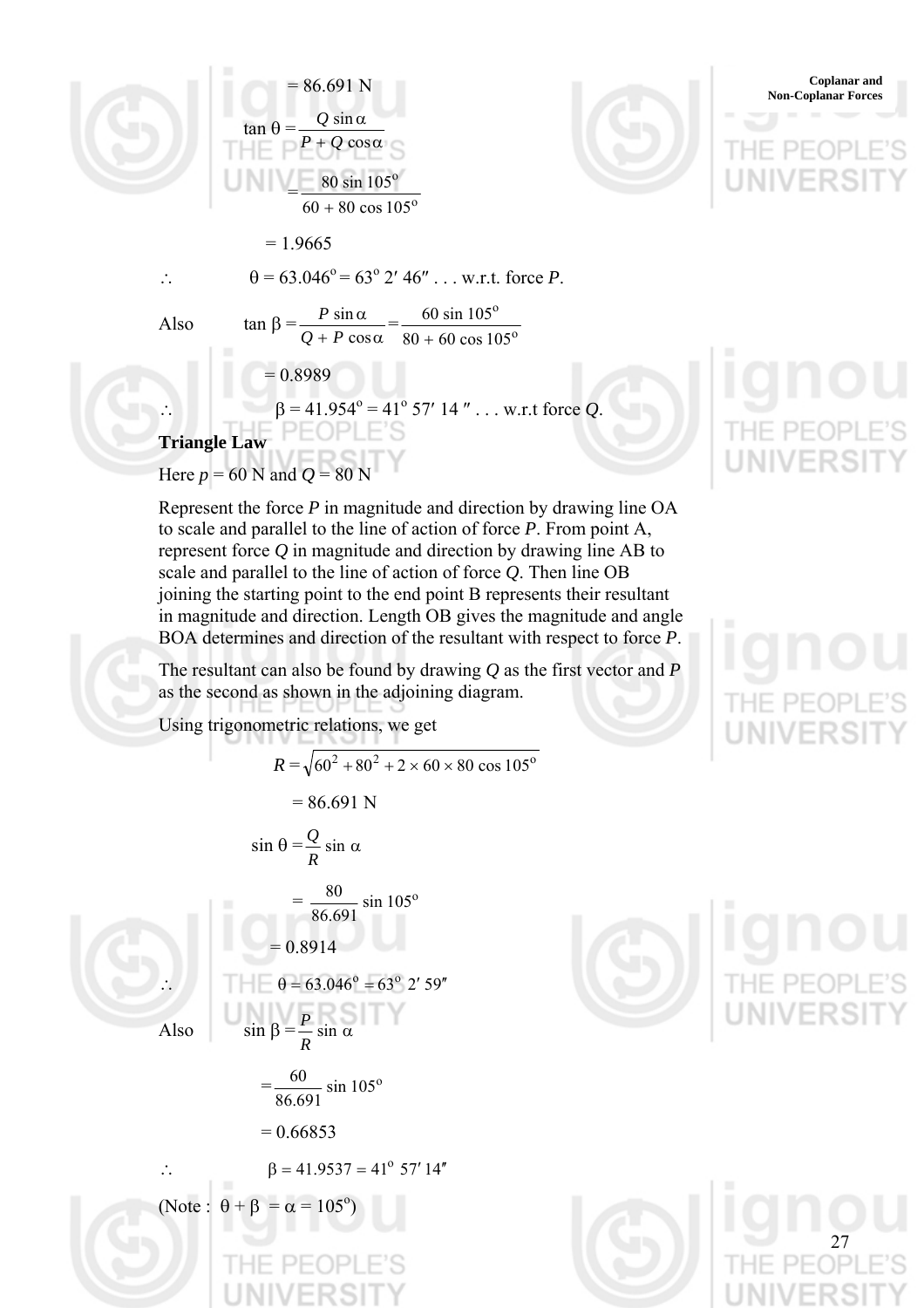$$= 86.691 \text{ N}$$

$$\tan \theta = \frac{Q \sin \alpha}{P + Q \cos \alpha}$$

$$= \frac{80 \sin 105^{\circ}}{60 + 80 \cos 105^{\circ}}$$

$$= 1.9665$$

$\therefore \quad \theta = 63.046^{\circ} = 63^{\circ}\ 2'\ 46'' \ldots$ w.r.t. force $P$.

Also $\quad \tan \beta = \frac{P \sin \alpha}{Q + P \cos \alpha} = \frac{60 \sin 105^{\circ}}{80 + 60 \cos 105^{\circ}}$

$$= 0.8989$$

$\therefore \quad \beta = 41.954^{\circ} = 41^{\circ}\ 57'\ 14'' \ldots$ w.r.t force $Q$.

**Triangle Law**

Here $p$ = 60 N and $Q$ = 80 N

Represent the force $P$ in magnitude and direction by drawing line OA to scale and parallel to the line of action of force $P$. From point A, represent force $Q$ in magnitude and direction by drawing line AB to scale and parallel to the line of action of force $Q$. Then line OB joining the starting point to the end point B represents their resultant in magnitude and direction. Length OB gives the magnitude and angle BOA determines and direction of the resultant with respect to force $P$.

The resultant can also be found by drawing $Q$ as the first vector and $P$ as the second as shown in the adjoining diagram.

Using trigonometric relations, we get

$$R = \sqrt{60^2 + 80^2 + 2 \times 60 \times 80 \cos 105^{\circ}}$$

$$= 86.691 \text{ N}$$

$$\sin \theta = \frac{Q}{R} \sin \alpha$$

$$= \frac{80}{86.691} \sin 105^{\circ}$$

$$= 0.8914$$

$\therefore \quad \theta = 63.046^{\circ} = 63^{\circ}\ 2'\ 59''$

Also $\quad \sin \beta = \frac{P}{R} \sin \alpha$

$$= \frac{60}{86.691} \sin 105^{\circ}$$

$$= 0.66853$$

$\therefore \quad \beta = 41.9537 = 41^{\circ}\ 57'\ 14''$

(Note : $\theta + \beta = \alpha = 105^{\circ}$)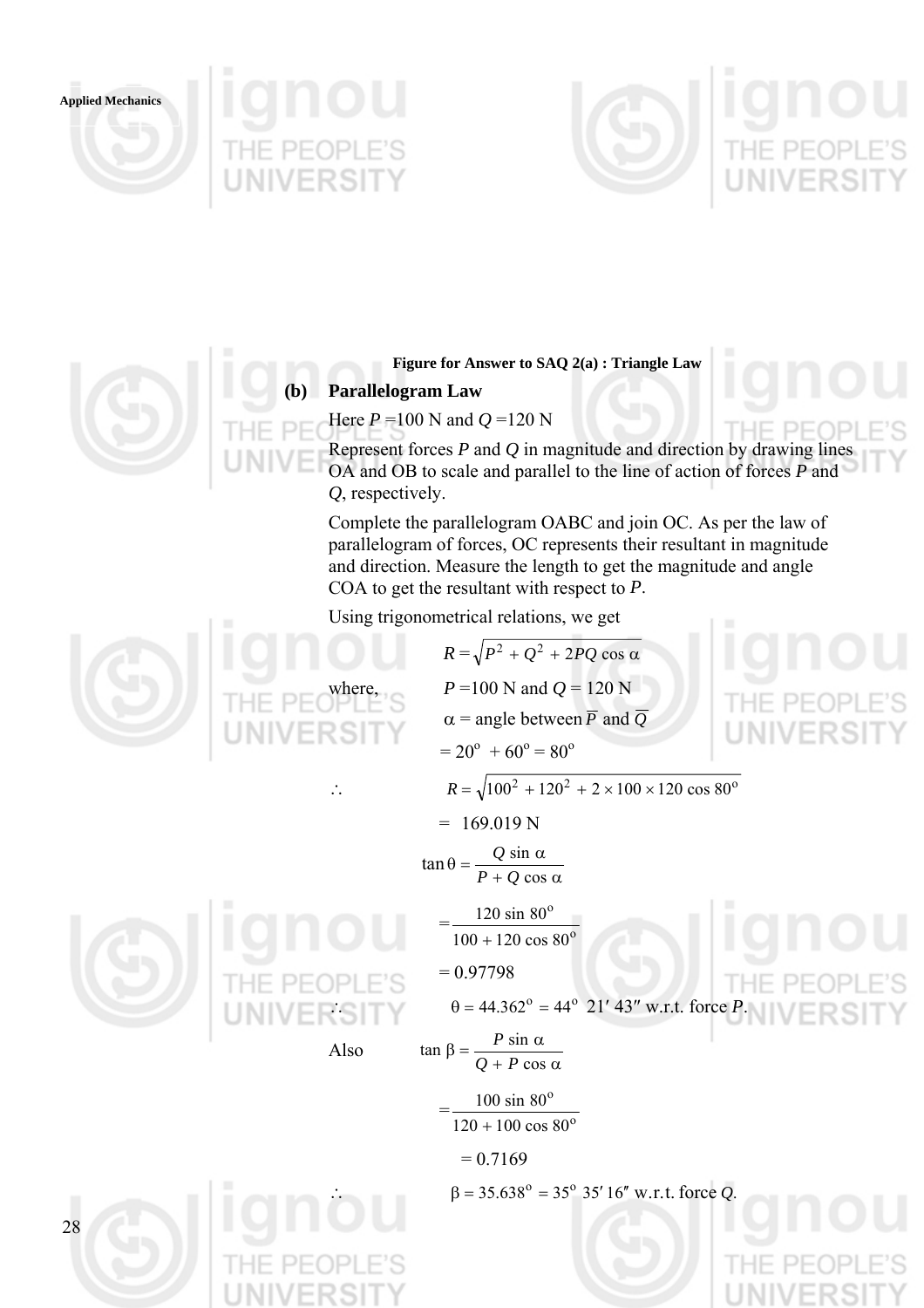**Figure for Answer to SAQ 2(a) : Triangle Law**

**(b) Parallelogram Law**

Here $P$ =100 N and $Q$ =120 N

Represent forces $P$ and $Q$ in magnitude and direction by drawing lines OA and OB to scale and parallel to the line of action of forces $P$ and $Q$, respectively.

Complete the parallelogram OABC and join OC. As per the law of parallelogram of forces, OC represents their resultant in magnitude and direction. Measure the length to get the magnitude and angle COA to get the resultant with respect to $P$.

Using trigonometrical relations, we get

$$R = \sqrt{P^2 + Q^2 + 2PQ \cos \alpha}$$

where, $P$ =100 N and $Q$ = 120 N

$\alpha$ = angle between $\overline{P}$ and $\overline{Q}$

$= 20^o + 60^o = 80^o$

$$\therefore \quad R = \sqrt{100^2 + 120^2 + 2 \times 100 \times 120 \cos 80^o}$$

$= 169.019$ N

$$\tan \theta = \frac{Q \sin \alpha}{P + Q \cos \alpha}$$

$$= \frac{120 \sin 80^o}{100 + 120 \cos 80^o}$$

$= 0.97798$

$\therefore \quad \theta = 44.362^o = 44^o \; 21' \; 43''$ w.r.t. force $P$.

Also $$\tan \beta = \frac{P \sin \alpha}{Q + P \cos \alpha}$$

$$= \frac{100 \sin 80^o}{120 + 100 \cos 80^o}$$

$= 0.7169$

$\therefore \quad \beta = 35.638^o = 35^o \; 35' \; 16''$ w.r.t. force $Q$.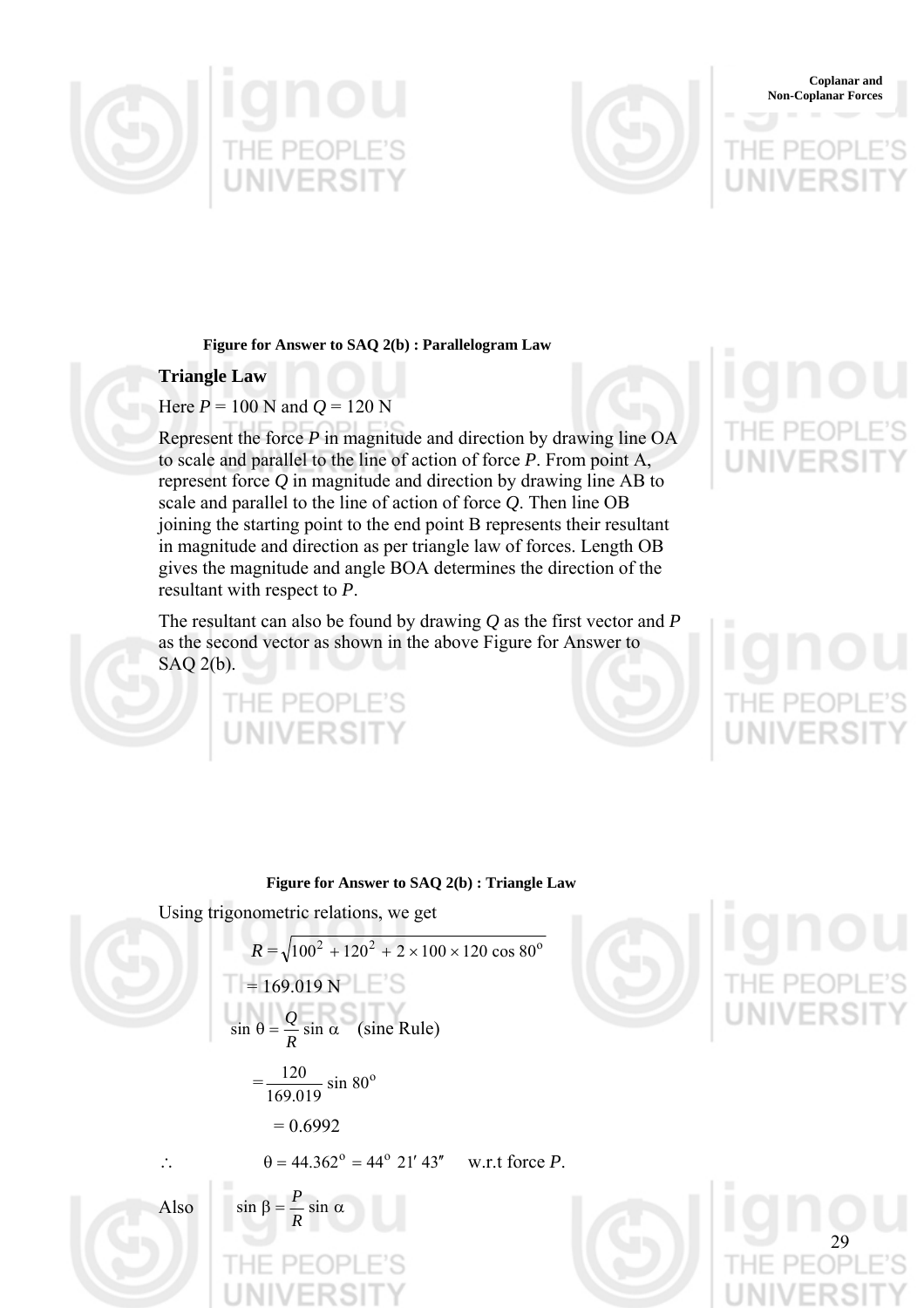**Figure for Answer to SAQ 2(b) : Parallelogram Law**

## Triangle Law

Here $P = 100$ N and $Q = 120$ N

Represent the force $P$ in magnitude and direction by drawing line OA to scale and parallel to the line of action of force $P$. From point A, represent force $Q$ in magnitude and direction by drawing line AB to scale and parallel to the line of action of force $Q$. Then line OB joining the starting point to the end point B represents their resultant in magnitude and direction as per triangle law of forces. Length OB gives the magnitude and angle BOA determines the direction of the resultant with respect to $P$.

The resultant can also be found by drawing $Q$ as the first vector and $P$ as the second vector as shown in the above Figure for Answer to SAQ 2(b).

**Figure for Answer to SAQ 2(b) : Triangle Law**

Using trigonometric relations, we get

$$R = \sqrt{100^2 + 120^2 + 2 \times 100 \times 120 \cos 80^{\circ}}$$

$$= 169.019 \text{ N}$$

$$\sin \theta = \frac{Q}{R} \sin \alpha \quad \text{(sine Rule)}$$

$$= \frac{120}{169.019} \sin 80^{\circ}$$

$$= 0.6992$$

$$\therefore \quad \theta = 44.362^{\circ} = 44^{\circ}\ 21'\ 43'' \quad \text{w.r.t force } P.$$

Also $\quad \sin \beta = \dfrac{P}{R} \sin \alpha$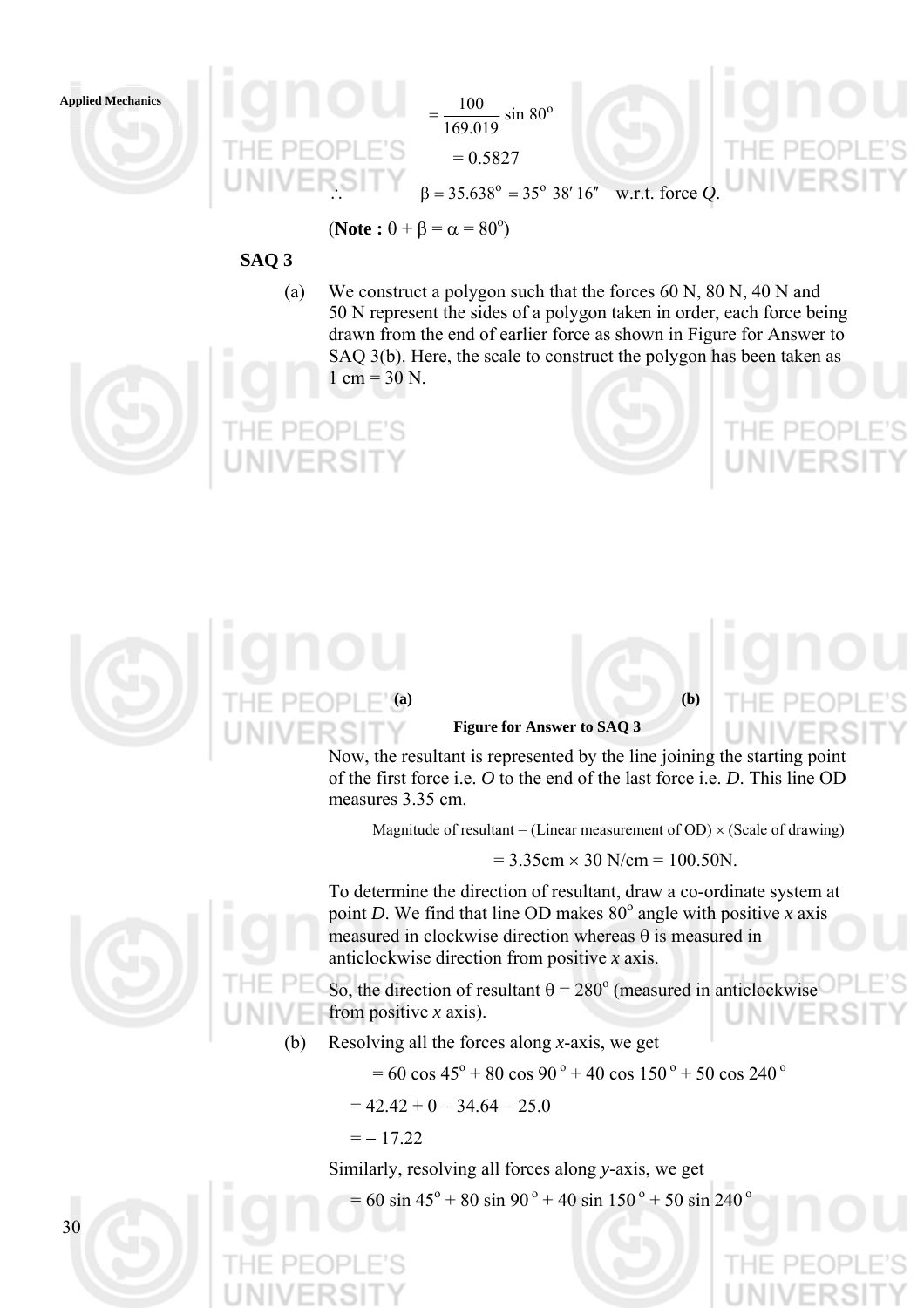$$= \frac{100}{169.019} \sin 80^o$$

$$= 0.5827$$

$\therefore \quad \beta = 35.638^o = 35^o\ 38'\ 16'' \quad$ w.r.t. force $Q$.

(**Note :** $\theta + \beta = \alpha = 80^o$)

**SAQ 3**

(a) We construct a polygon such that the forces 60 N, 80 N, 40 N and 50 N represent the sides of a polygon taken in order, each force being drawn from the end of earlier force as shown in Figure for Answer to SAQ 3(b). Here, the scale to construct the polygon has been taken as 1 cm = 30 N.

**(a)** **(b)**

**Figure for Answer to SAQ 3**

Now, the resultant is represented by the line joining the starting point of the first force i.e. *O* to the end of the last force i.e. *D*. This line OD measures 3.35 cm.

Magnitude of resultant = (Linear measurement of OD) × (Scale of drawing)

$$= 3.35\text{cm} \times 30 \text{ N/cm} = 100.50\text{N}.$$

To determine the direction of resultant, draw a co-ordinate system at point *D*. We find that line OD makes $80^o$ angle with positive $x$ axis measured in clockwise direction whereas $\theta$ is measured in anticlockwise direction from positive $x$ axis.

So, the direction of resultant $\theta = 280^o$ (measured in anticlockwise from positive $x$ axis).

(b) Resolving all the forces along $x$-axis, we get

$$= 60 \cos 45^o + 80 \cos 90^o + 40 \cos 150^o + 50 \cos 240^o$$

$$= 42.42 + 0 - 34.64 - 25.0$$

$$= -17.22$$

Similarly, resolving all forces along $y$-axis, we get

$$= 60 \sin 45^o + 80 \sin 90^o + 40 \sin 150^o + 50 \sin 240^o$$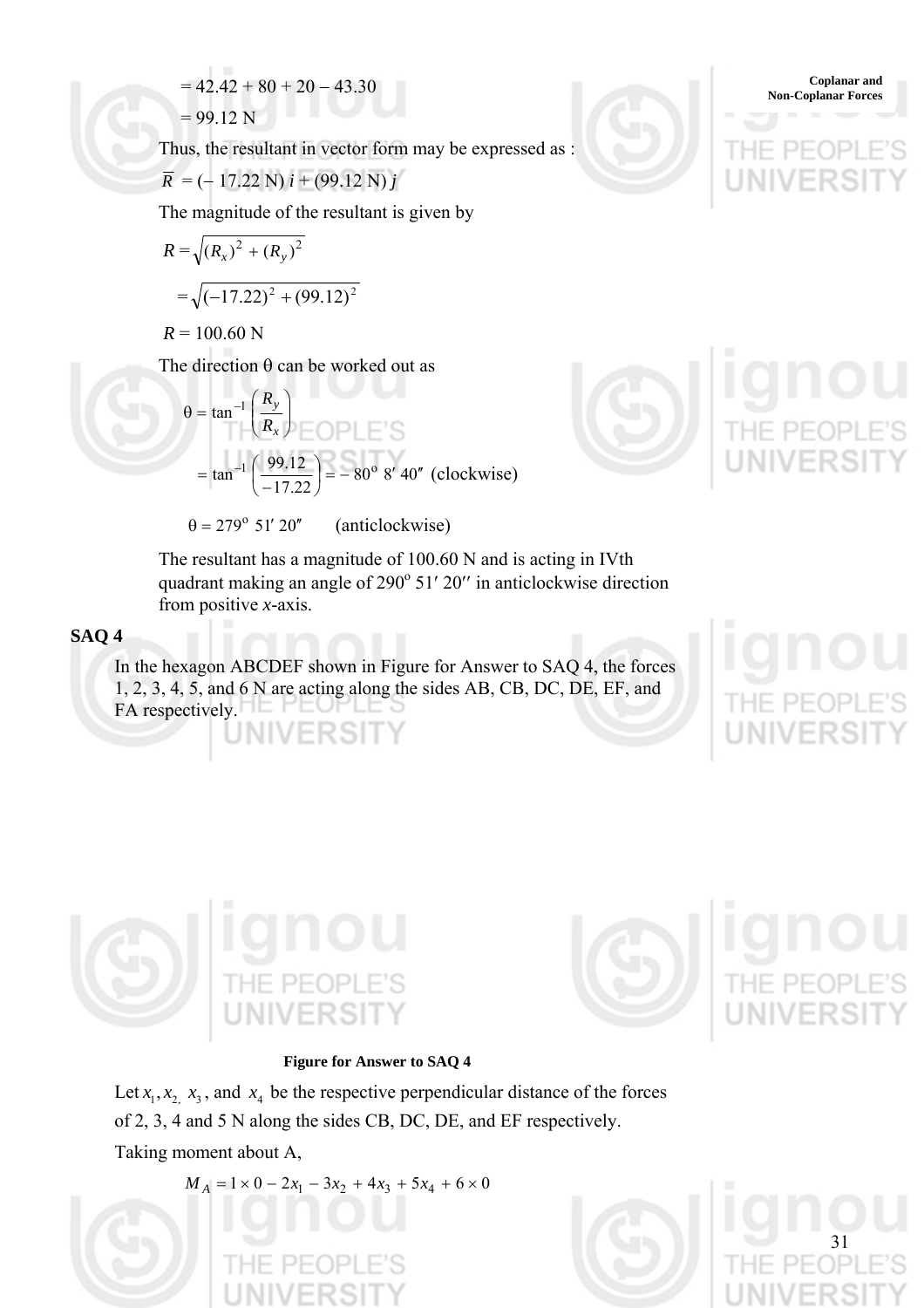$= 42.42 + 80 + 20 - 43.30$

$= 99.12$ N

Thus, the resultant in vector form may be expressed as :

$\overline{R} = (-\ 17.22 \text{ N})\ i + (99.12 \text{ N})\ j$

The magnitude of the resultant is given by

$$R = \sqrt{(R_x)^2 + (R_y)^2}$$

$$= \sqrt{(-17.22)^2 + (99.12)^2}$$

$R = 100.60$ N

The direction θ can be worked out as

$$\theta = \tan^{-1}\left(\frac{R_y}{R_x}\right)$$

$$= \tan^{-1}\left(\frac{99.12}{-17.22}\right) = -\ 80^{\text{o}}\ 8'\ 40''\ \text{(clockwise)}$$

$\theta = 279^{\text{o}}\ 51'\ 20''$ (anticlockwise)

The resultant has a magnitude of 100.60 N and is acting in IVth quadrant making an angle of $290^{\text{o}}\ 51'\ 20''$ in anticlockwise direction from positive *x*-axis.

**SAQ 4**

In the hexagon ABCDEF shown in Figure for Answer to SAQ 4, the forces 1, 2, 3, 4, 5, and 6 N are acting along the sides AB, CB, DC, DE, EF, and FA respectively.

**Figure for Answer to SAQ 4**

Let $x_1, x_2, x_3$, and $x_4$ be the respective perpendicular distance of the forces of 2, 3, 4 and 5 N along the sides CB, DC, DE, and EF respectively.

Taking moment about A,

$$M_A = 1 \times 0 - 2x_1 - 3x_2 + 4x_3 + 5x_4 + 6 \times 0$$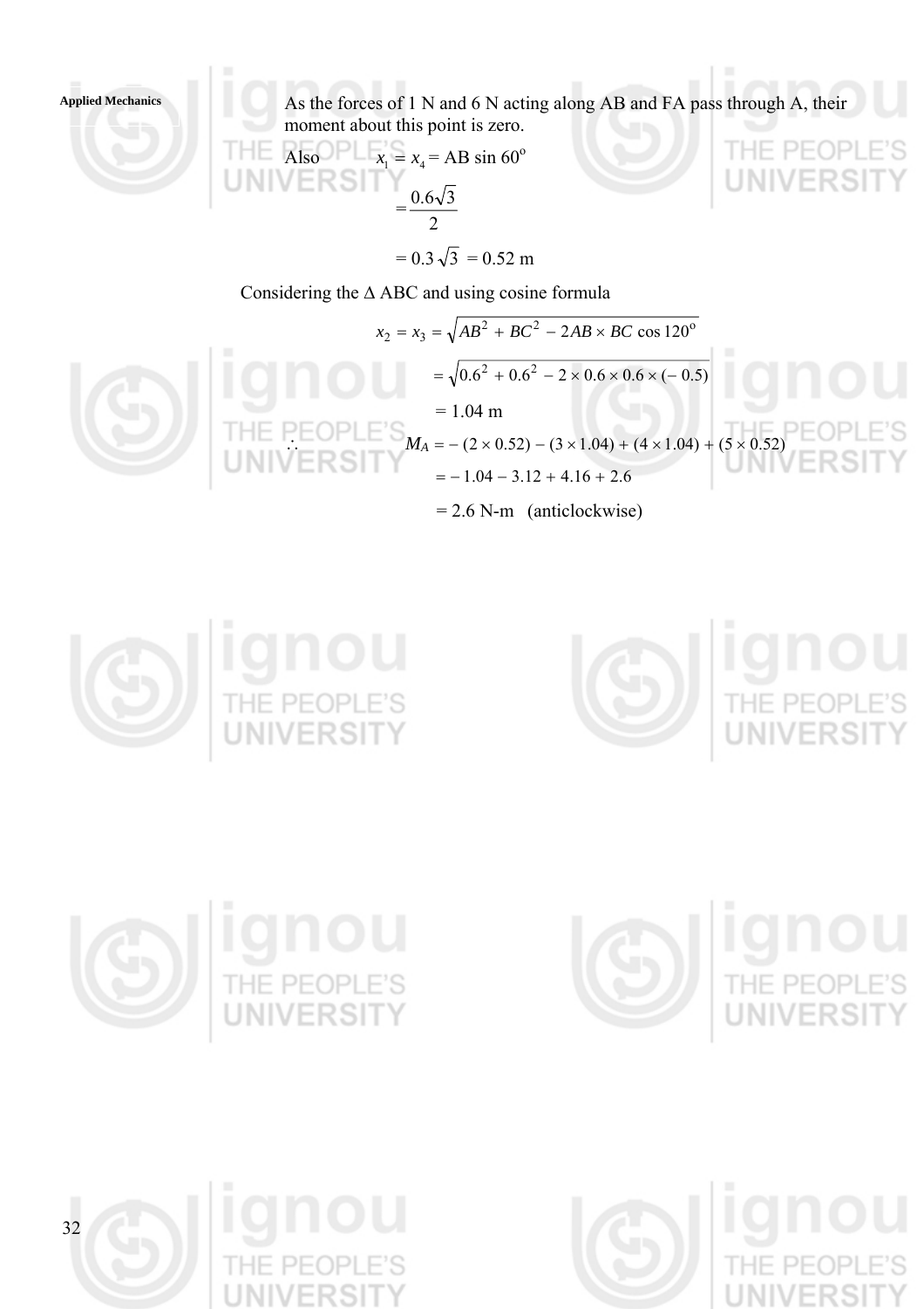As the forces of 1 N and 6 N acting along AB and FA pass through A, their moment about this point is zero.

Also $x_1 = x_4 = \text{AB} \sin 60^{\text{o}}$

$$= \frac{0.6\sqrt{3}}{2}$$

$$= 0.3\sqrt{3} = 0.52 \text{ m}$$

Considering the Δ ABC and using cosine formula

$$x_2 = x_3 = \sqrt{AB^2 + BC^2 - 2AB \times BC \cos 120^{\text{o}}}$$

$$= \sqrt{0.6^2 + 0.6^2 - 2 \times 0.6 \times 0.6 \times (-0.5)}$$

$$= 1.04 \text{ m}$$

$$\therefore \quad M_A = -(2 \times 0.52) - (3 \times 1.04) + (4 \times 1.04) + (5 \times 0.52)$$

$$= -1.04 - 3.12 + 4.16 + 2.6$$

$$= 2.6 \text{ N-m} \quad \text{(anticlockwise)}$$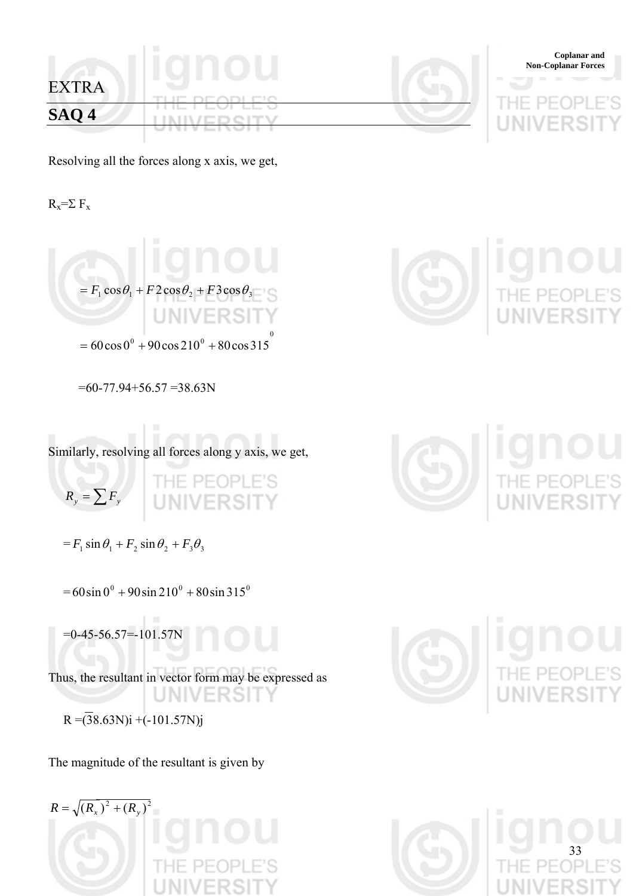# EXTRA

## SAQ 4

Resolving all the forces along x axis, we get,

$R_x = \Sigma F_x$

$$= F_1 \cos\theta_1 + F2\cos\theta_2 + F3\cos\theta_3$$

$$= 60\cos 0^0 + 90\cos 210^0 + 80\cos 315^0$$

=60-77.94+56.57 =38.63N

Similarly, resolving all forces along y axis, we get,

$$R_y = \sum F_y$$

$$= F_1 \sin\theta_1 + F_2 \sin\theta_2 + F_3\theta_3$$

$$= 60\sin 0^0 + 90\sin 210^0 + 80\sin 315^0$$

=0-45-56.57=-101.57N

Thus, the resultant in vector form may be expressed as

R =(38.63N)i +(-101.57N)j

The magnitude of the resultant is given by

$$R = \sqrt{(R_x)^2 + (R_y)^2}$$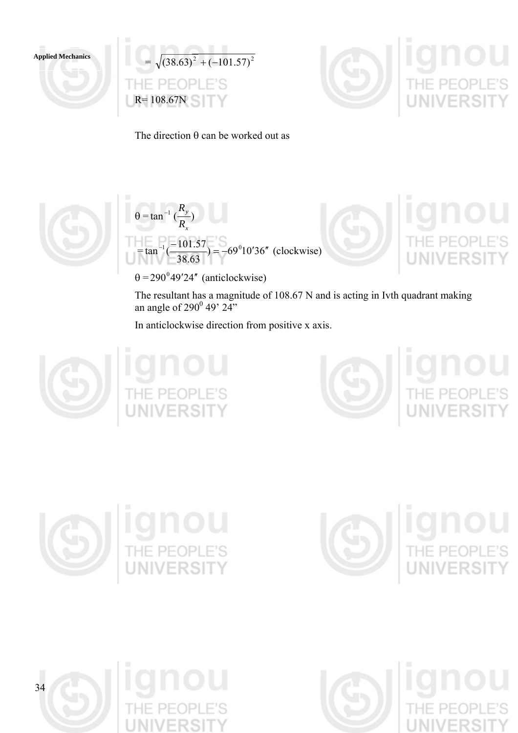$$= \sqrt{(38.63)^2 + (-101.57)^2}$$

R= 108.67N

The direction θ can be worked out as

$$\theta = \tan^{-1}\left(\frac{R_y}{R_x}\right)$$

$$= \tan^{-1}\left(\frac{-101.57}{38.63}\right) = -69^0 10' 36'' \text{ (clockwise)}$$

$$\theta = 290^0 49' 24'' \text{ (anticlockwise)}$$

The resultant has a magnitude of 108.67 N and is acting in Ivth quadrant making an angle of $290^0$ 49' 24"

In anticlockwise direction from positive x axis.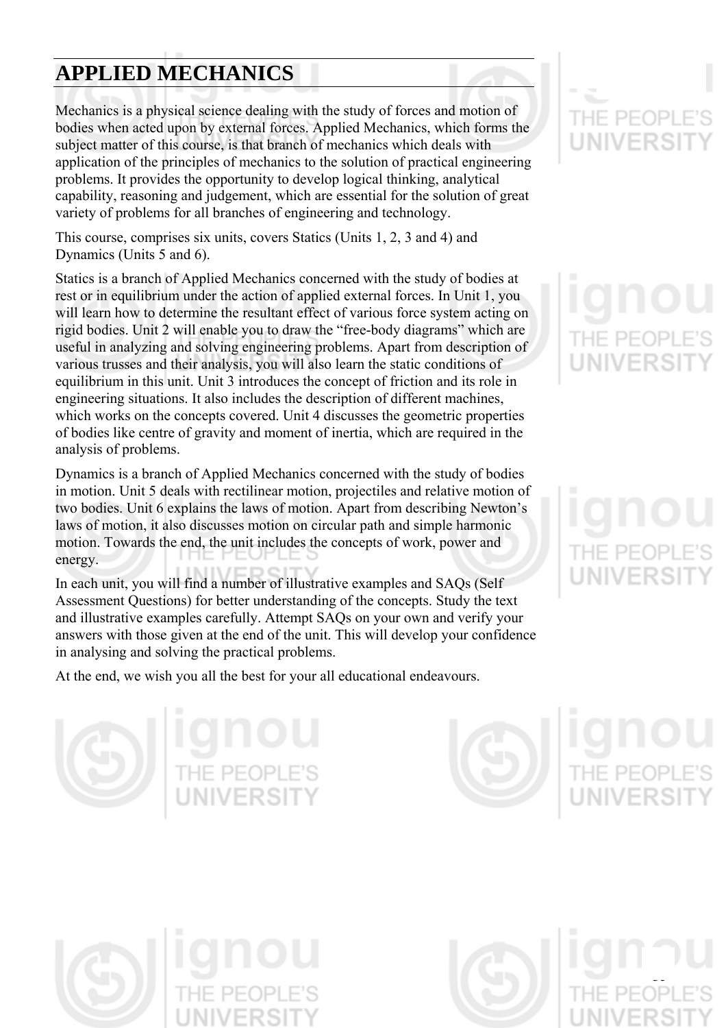# APPLIED MECHANICS

Mechanics is a physical science dealing with the study of forces and motion of bodies when acted upon by external forces. Applied Mechanics, which forms the subject matter of this course, is that branch of mechanics which deals with application of the principles of mechanics to the solution of practical engineering problems. It provides the opportunity to develop logical thinking, analytical capability, reasoning and judgement, which are essential for the solution of great variety of problems for all branches of engineering and technology.

This course, comprises six units, covers Statics (Units 1, 2, 3 and 4) and Dynamics (Units 5 and 6).

Statics is a branch of Applied Mechanics concerned with the study of bodies at rest or in equilibrium under the action of applied external forces. In Unit 1, you will learn how to determine the resultant effect of various force system acting on rigid bodies. Unit 2 will enable you to draw the "free-body diagrams" which are useful in analyzing and solving engineering problems. Apart from description of various trusses and their analysis, you will also learn the static conditions of equilibrium in this unit. Unit 3 introduces the concept of friction and its role in engineering situations. It also includes the description of different machines, which works on the concepts covered. Unit 4 discusses the geometric properties of bodies like centre of gravity and moment of inertia, which are required in the analysis of problems.

Dynamics is a branch of Applied Mechanics concerned with the study of bodies in motion. Unit 5 deals with rectilinear motion, projectiles and relative motion of two bodies. Unit 6 explains the laws of motion. Apart from describing Newton's laws of motion, it also discusses motion on circular path and simple harmonic motion. Towards the end, the unit includes the concepts of work, power and energy.

In each unit, you will find a number of illustrative examples and SAQs (Self Assessment Questions) for better understanding of the concepts. Study the text and illustrative examples carefully. Attempt SAQs on your own and verify your answers with those given at the end of the unit. This will develop your confidence in analysing and solving the practical problems.

At the end, we wish you all the best for your all educational endeavours.